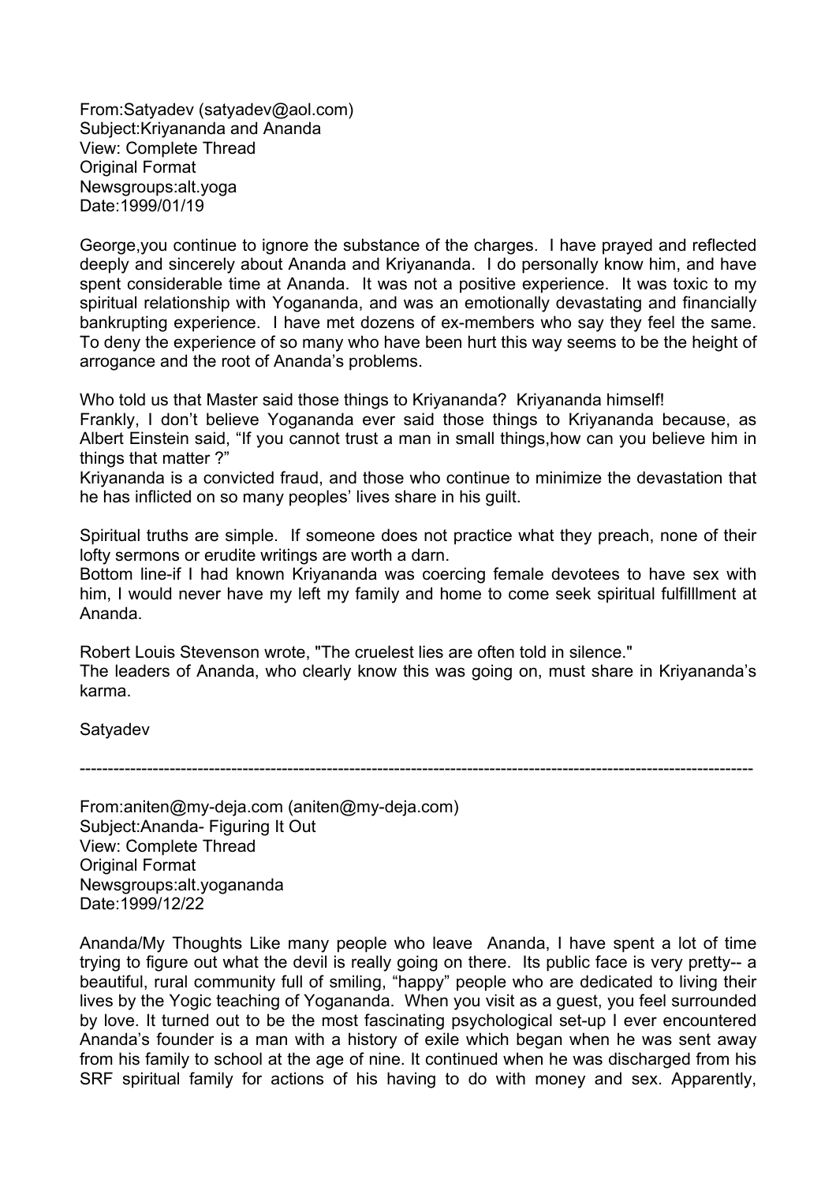From:Satyadev (satyadev@aol.com)
Subject:Kriyananda and Ananda
View: Complete Thread
Original Format
Newsgroups:alt.yoga
Date:1999/01/19

George,you continue to ignore the substance of the charges. I have prayed and reflected deeply and sincerely about Ananda and Kriyananda. I do personally know him, and have spent considerable time at Ananda. It was not a positive experience. It was toxic to my spiritual relationship with Yogananda, and was an emotionally devastating and financially bankrupting experience. I have met dozens of ex-members who say they feel the same. To deny the experience of so many who have been hurt this way seems to be the height of arrogance and the root of Ananda's problems.

Who told us that Master said those things to Kriyananda? Kriyananda himself!
Frankly, I don't believe Yogananda ever said those things to Kriyananda because, as Albert Einstein said, "If you cannot trust a man in small things,how can you believe him in things that matter ?"
Kriyananda is a convicted fraud, and those who continue to minimize the devastation that he has inflicted on so many peoples' lives share in his guilt.

Spiritual truths are simple. If someone does not practice what they preach, none of their lofty sermons or erudite writings are worth a darn.
Bottom line-if I had known Kriyananda was coercing female devotees to have sex with him, I would never have my left my family and home to come seek spiritual fulfilllment at Ananda.

Robert Louis Stevenson wrote, "The cruelest lies are often told in silence."
The leaders of Ananda, who clearly know this was going on, must share in Kriyananda's karma.

Satyadev

---

From:aniten@my-deja.com (aniten@my-deja.com)
Subject:Ananda- Figuring It Out
View: Complete Thread
Original Format
Newsgroups:alt.yogananda
Date:1999/12/22

Ananda/My Thoughts Like many people who leave Ananda, I have spent a lot of time trying to figure out what the devil is really going on there. Its public face is very pretty-- a beautiful, rural community full of smiling, "happy" people who are dedicated to living their lives by the Yogic teaching of Yogananda. When you visit as a guest, you feel surrounded by love. It turned out to be the most fascinating psychological set-up I ever encountered Ananda's founder is a man with a history of exile which began when he was sent away from his family to school at the age of nine. It continued when he was discharged from his SRF spiritual family for actions of his having to do with money and sex. Apparently,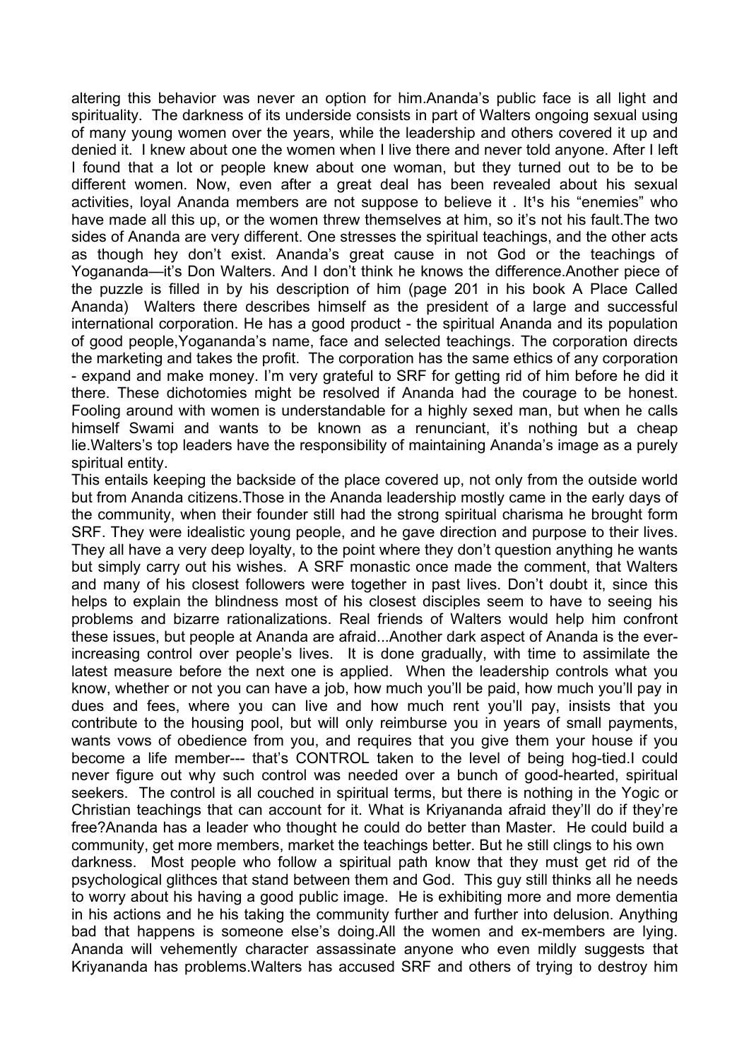altering this behavior was never an option for him.Ananda's public face is all light and spirituality. The darkness of its underside consists in part of Walters ongoing sexual using of many young women over the years, while the leadership and others covered it up and denied it. I knew about one the women when I live there and never told anyone. After I left I found that a lot or people knew about one woman, but they turned out to be to be different women. Now, even after a great deal has been revealed about his sexual activities, loyal Ananda members are not suppose to believe it . It¹s his "enemies" who have made all this up, or the women threw themselves at him, so it's not his fault.The two sides of Ananda are very different. One stresses the spiritual teachings, and the other acts as though hey don't exist. Ananda's great cause in not God or the teachings of Yogananda—it's Don Walters. And I don't think he knows the difference.Another piece of the puzzle is filled in by his description of him (page 201 in his book A Place Called Ananda) Walters there describes himself as the president of a large and successful international corporation. He has a good product - the spiritual Ananda and its population of good people,Yogananda's name, face and selected teachings. The corporation directs the marketing and takes the profit. The corporation has the same ethics of any corporation - expand and make money. I'm very grateful to SRF for getting rid of him before he did it there. These dichotomies might be resolved if Ananda had the courage to be honest. Fooling around with women is understandable for a highly sexed man, but when he calls himself Swami and wants to be known as a renunciant, it's nothing but a cheap lie.Walters's top leaders have the responsibility of maintaining Ananda's image as a purely spiritual entity.

This entails keeping the backside of the place covered up, not only from the outside world but from Ananda citizens.Those in the Ananda leadership mostly came in the early days of the community, when their founder still had the strong spiritual charisma he brought form SRF. They were idealistic young people, and he gave direction and purpose to their lives. They all have a very deep loyalty, to the point where they don't question anything he wants but simply carry out his wishes. A SRF monastic once made the comment, that Walters and many of his closest followers were together in past lives. Don't doubt it, since this helps to explain the blindness most of his closest disciples seem to have to seeing his problems and bizarre rationalizations. Real friends of Walters would help him confront these issues, but people at Ananda are afraid...Another dark aspect of Ananda is the ever-increasing control over people's lives. It is done gradually, with time to assimilate the latest measure before the next one is applied. When the leadership controls what you know, whether or not you can have a job, how much you'll be paid, how much you'll pay in dues and fees, where you can live and how much rent you'll pay, insists that you contribute to the housing pool, but will only reimburse you in years of small payments, wants vows of obedience from you, and requires that you give them your house if you become a life member--- that's CONTROL taken to the level of being hog-tied.I could never figure out why such control was needed over a bunch of good-hearted, spiritual seekers. The control is all couched in spiritual terms, but there is nothing in the Yogic or Christian teachings that can account for it. What is Kriyananda afraid they'll do if they're free?Ananda has a leader who thought he could do better than Master. He could build a community, get more members, market the teachings better. But he still clings to his own darkness. Most people who follow a spiritual path know that they must get rid of the psychological glithces that stand between them and God. This guy still thinks all he needs to worry about his having a good public image. He is exhibiting more and more dementia in his actions and he his taking the community further and further into delusion. Anything bad that happens is someone else's doing.All the women and ex-members are lying. Ananda will vehemently character assassinate anyone who even mildly suggests that Kriyananda has problems.Walters has accused SRF and others of trying to destroy him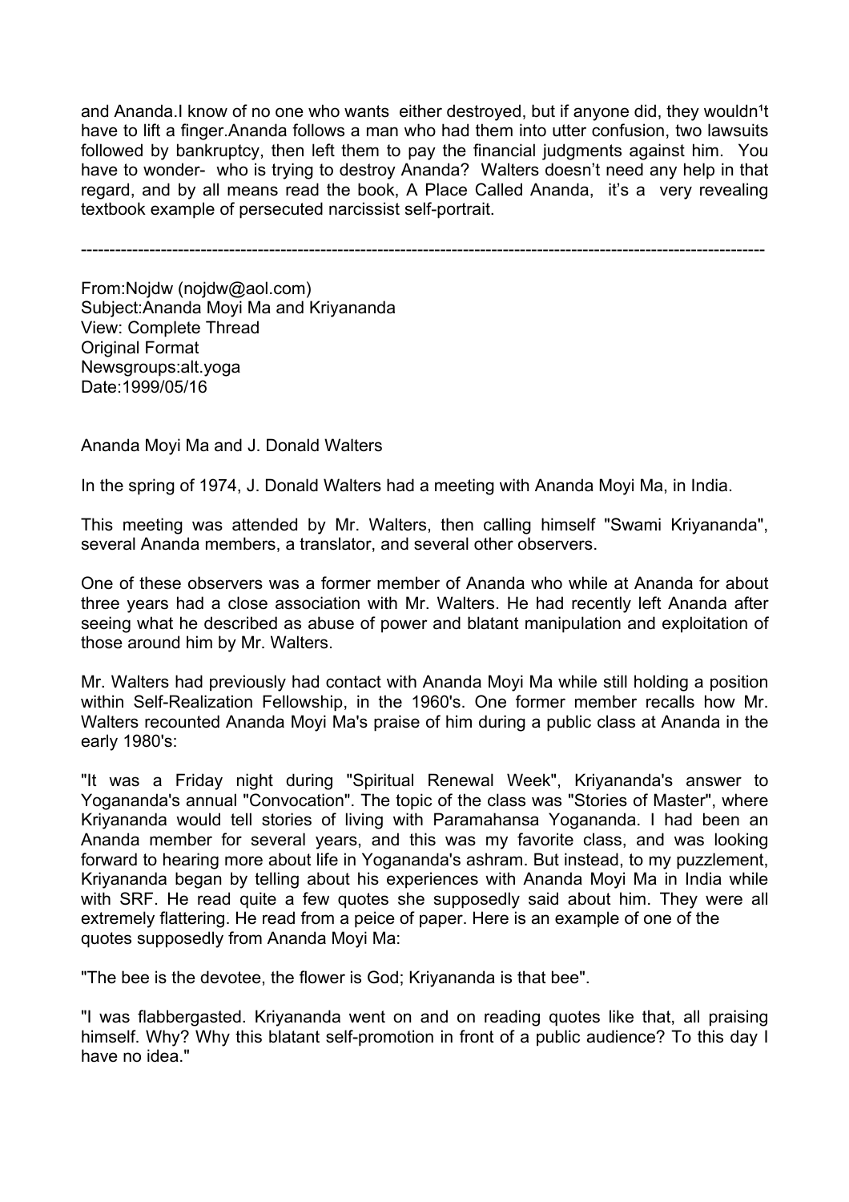and Ananda.I know of no one who wants either destroyed, but if anyone did, they wouldn¹t have to lift a finger.Ananda follows a man who had them into utter confusion, two lawsuits followed by bankruptcy, then left them to pay the financial judgments against him. You have to wonder- who is trying to destroy Ananda? Walters doesn't need any help in that regard, and by all means read the book, A Place Called Ananda, it's a very revealing textbook example of persecuted narcissist self-portrait.

---

From:Nojdw (nojdw@aol.com)
Subject:Ananda Moyi Ma and Kriyananda
View: Complete Thread
Original Format
Newsgroups:alt.yoga
Date:1999/05/16

Ananda Moyi Ma and J. Donald Walters

In the spring of 1974, J. Donald Walters had a meeting with Ananda Moyi Ma, in India.

This meeting was attended by Mr. Walters, then calling himself "Swami Kriyananda", several Ananda members, a translator, and several other observers.

One of these observers was a former member of Ananda who while at Ananda for about three years had a close association with Mr. Walters. He had recently left Ananda after seeing what he described as abuse of power and blatant manipulation and exploitation of those around him by Mr. Walters.

Mr. Walters had previously had contact with Ananda Moyi Ma while still holding a position within Self-Realization Fellowship, in the 1960's. One former member recalls how Mr. Walters recounted Ananda Moyi Ma's praise of him during a public class at Ananda in the early 1980's:

"It was a Friday night during "Spiritual Renewal Week", Kriyananda's answer to Yogananda's annual "Convocation". The topic of the class was "Stories of Master", where Kriyananda would tell stories of living with Paramahansa Yogananda. I had been an Ananda member for several years, and this was my favorite class, and was looking forward to hearing more about life in Yogananda's ashram. But instead, to my puzzlement, Kriyananda began by telling about his experiences with Ananda Moyi Ma in India while with SRF. He read quite a few quotes she supposedly said about him. They were all extremely flattering. He read from a peice of paper. Here is an example of one of the quotes supposedly from Ananda Moyi Ma:

"The bee is the devotee, the flower is God; Kriyananda is that bee".

"I was flabbergasted. Kriyananda went on and on reading quotes like that, all praising himself. Why? Why this blatant self-promotion in front of a public audience? To this day I have no idea."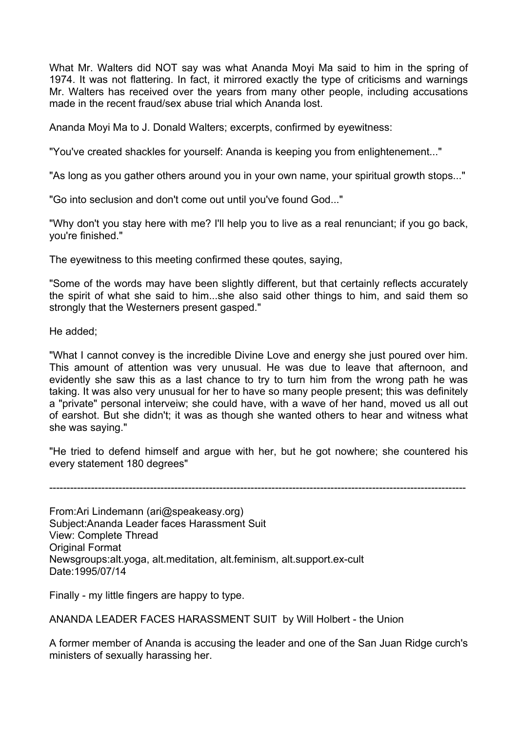What Mr. Walters did NOT say was what Ananda Moyi Ma said to him in the spring of 1974. It was not flattering. In fact, it mirrored exactly the type of criticisms and warnings Mr. Walters has received over the years from many other people, including accusations made in the recent fraud/sex abuse trial which Ananda lost.

Ananda Moyi Ma to J. Donald Walters; excerpts, confirmed by eyewitness:

"You've created shackles for yourself: Ananda is keeping you from enlightenement..."

"As long as you gather others around you in your own name, your spiritual growth stops..."

"Go into seclusion and don't come out until you've found God..."

"Why don't you stay here with me? I'll help you to live as a real renunciant; if you go back, you're finished."

The eyewitness to this meeting confirmed these qoutes, saying,

"Some of the words may have been slightly different, but that certainly reflects accurately the spirit of what she said to him...she also said other things to him, and said them so strongly that the Westerners present gasped."

He added;

"What I cannot convey is the incredible Divine Love and energy she just poured over him. This amount of attention was very unusual. He was due to leave that afternoon, and evidently she saw this as a last chance to try to turn him from the wrong path he was taking. It was also very unusual for her to have so many people present; this was definitely a "private" personal interveiw; she could have, with a wave of her hand, moved us all out of earshot. But she didn't; it was as though she wanted others to hear and witness what she was saying."

"He tried to defend himself and argue with her, but he got nowhere; she countered his every statement 180 degrees"

---

From:Ari Lindemann (ari@speakeasy.org)
Subject:Ananda Leader faces Harassment Suit
View: Complete Thread
Original Format
Newsgroups:alt.yoga, alt.meditation, alt.feminism, alt.support.ex-cult
Date:1995/07/14

Finally - my little fingers are happy to type.

ANANDA LEADER FACES HARASSMENT SUIT by Will Holbert - the Union

A former member of Ananda is accusing the leader and one of the San Juan Ridge curch's ministers of sexually harassing her.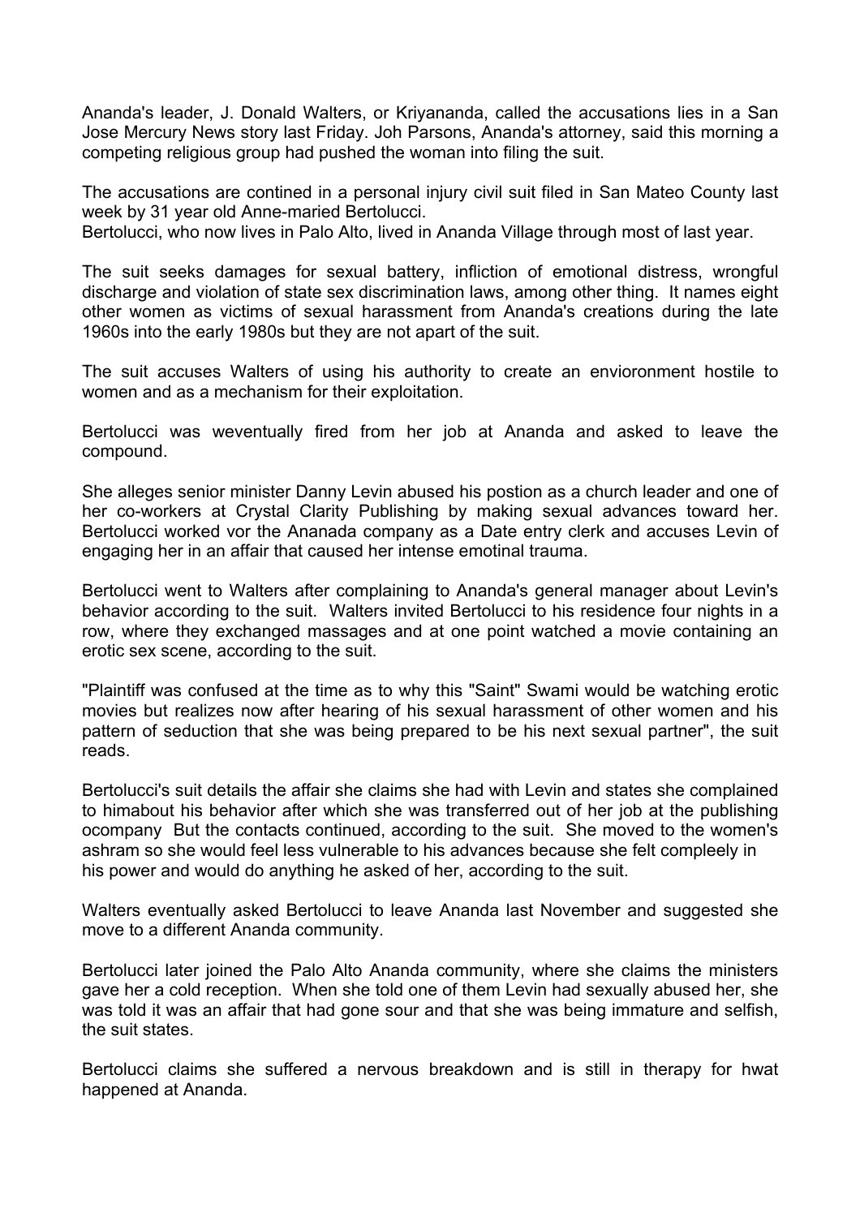Ananda's leader, J. Donald Walters, or Kriyananda, called the accusations lies in a San Jose Mercury News story last Friday. Joh Parsons, Ananda's attorney, said this morning a competing religious group had pushed the woman into filing the suit.

The accusations are contined in a personal injury civil suit filed in San Mateo County last week by 31 year old Anne-maried Bertolucci.
Bertolucci, who now lives in Palo Alto, lived in Ananda Village through most of last year.

The suit seeks damages for sexual battery, infliction of emotional distress, wrongful discharge and violation of state sex discrimination laws, among other thing. It names eight other women as victims of sexual harassment from Ananda's creations during the late 1960s into the early 1980s but they are not apart of the suit.

The suit accuses Walters of using his authority to create an envioronment hostile to women and as a mechanism for their exploitation.

Bertolucci was weventually fired from her job at Ananda and asked to leave the compound.

She alleges senior minister Danny Levin abused his postion as a church leader and one of her co-workers at Crystal Clarity Publishing by making sexual advances toward her. Bertolucci worked vor the Ananada company as a Date entry clerk and accuses Levin of engaging her in an affair that caused her intense emotinal trauma.

Bertolucci went to Walters after complaining to Ananda's general manager about Levin's behavior according to the suit. Walters invited Bertolucci to his residence four nights in a row, where they exchanged massages and at one point watched a movie containing an erotic sex scene, according to the suit.

"Plaintiff was confused at the time as to why this "Saint" Swami would be watching erotic movies but realizes now after hearing of his sexual harassment of other women and his pattern of seduction that she was being prepared to be his next sexual partner", the suit reads.

Bertolucci's suit details the affair she claims she had with Levin and states she complained to himabout his behavior after which she was transferred out of her job at the publishing ocompany But the contacts continued, according to the suit. She moved to the women's ashram so she would feel less vulnerable to his advances because she felt compleely in his power and would do anything he asked of her, according to the suit.

Walters eventually asked Bertolucci to leave Ananda last November and suggested she move to a different Ananda community.

Bertolucci later joined the Palo Alto Ananda community, where she claims the ministers gave her a cold reception. When she told one of them Levin had sexually abused her, she was told it was an affair that had gone sour and that she was being immature and selfish, the suit states.

Bertolucci claims she suffered a nervous breakdown and is still in therapy for hwat happened at Ananda.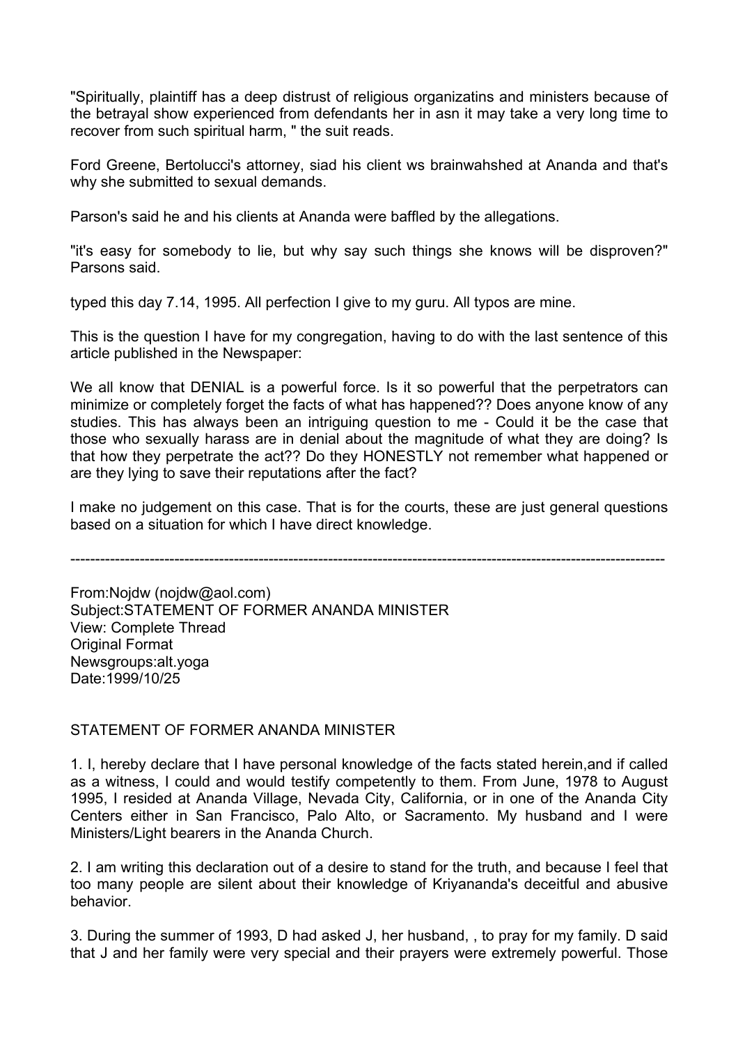"Spiritually, plaintiff has a deep distrust of religious organizatins and ministers because of the betrayal show experienced from defendants her in asn it may take a very long time to recover from such spiritual harm, " the suit reads.

Ford Greene, Bertolucci's attorney, siad his client ws brainwahshed at Ananda and that's why she submitted to sexual demands.

Parson's said he and his clients at Ananda were baffled by the allegations.

"it's easy for somebody to lie, but why say such things she knows will be disproven?" Parsons said.

typed this day 7.14, 1995. All perfection I give to my guru. All typos are mine.

This is the question I have for my congregation, having to do with the last sentence of this article published in the Newspaper:

We all know that DENIAL is a powerful force. Is it so powerful that the perpetrators can minimize or completely forget the facts of what has happened?? Does anyone know of any studies. This has always been an intriguing question to me - Could it be the case that those who sexually harass are in denial about the magnitude of what they are doing? Is that how they perpetrate the act?? Do they HONESTLY not remember what happened or are they lying to save their reputations after the fact?

I make no judgement on this case. That is for the courts, these are just general questions based on a situation for which I have direct knowledge.

---

From:Nojdw (nojdw@aol.com)
Subject:STATEMENT OF FORMER ANANDA MINISTER
View: Complete Thread
Original Format
Newsgroups:alt.yoga
Date:1999/10/25

STATEMENT OF FORMER ANANDA MINISTER

1. I, hereby declare that I have personal knowledge of the facts stated herein,and if called as a witness, I could and would testify competently to them. From June, 1978 to August 1995, I resided at Ananda Village, Nevada City, California, or in one of the Ananda City Centers either in San Francisco, Palo Alto, or Sacramento. My husband and I were Ministers/Light bearers in the Ananda Church.

2. I am writing this declaration out of a desire to stand for the truth, and because I feel that too many people are silent about their knowledge of Kriyananda's deceitful and abusive behavior.

3. During the summer of 1993, D had asked J, her husband, , to pray for my family. D said that J and her family were very special and their prayers were extremely powerful. Those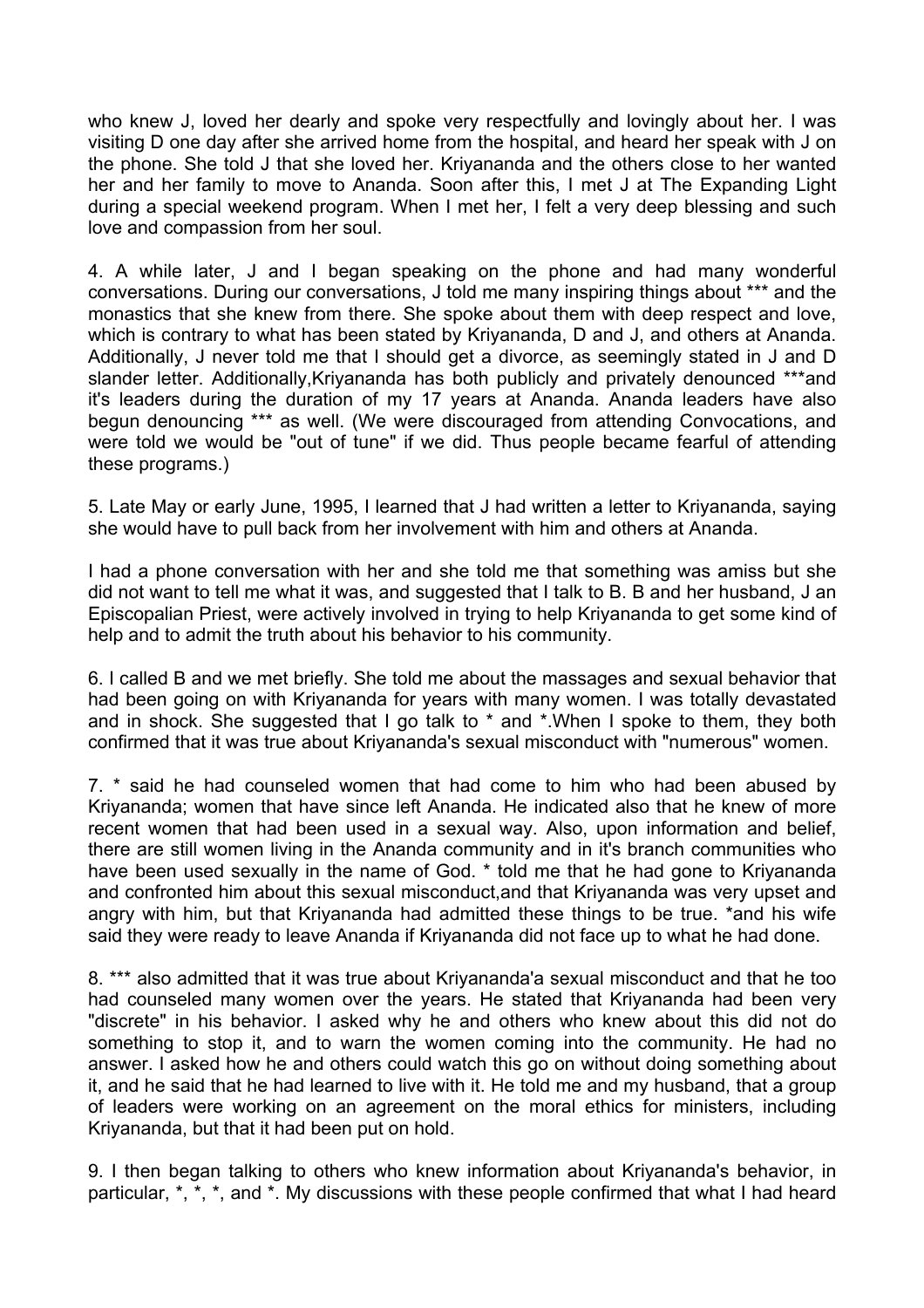who knew J, loved her dearly and spoke very respectfully and lovingly about her. I was visiting D one day after she arrived home from the hospital, and heard her speak with J on the phone. She told J that she loved her. Kriyananda and the others close to her wanted her and her family to move to Ananda. Soon after this, I met J at The Expanding Light during a special weekend program. When I met her, I felt a very deep blessing and such love and compassion from her soul.

4. A while later, J and I began speaking on the phone and had many wonderful conversations. During our conversations, J told me many inspiring things about *** and the monastics that she knew from there. She spoke about them with deep respect and love, which is contrary to what has been stated by Kriyananda, D and J, and others at Ananda. Additionally, J never told me that I should get a divorce, as seemingly stated in J and D slander letter. Additionally,Kriyananda has both publicly and privately denounced ***and it's leaders during the duration of my 17 years at Ananda. Ananda leaders have also begun denouncing *** as well. (We were discouraged from attending Convocations, and were told we would be "out of tune" if we did. Thus people became fearful of attending these programs.)

5. Late May or early June, 1995, I learned that J had written a letter to Kriyananda, saying she would have to pull back from her involvement with him and others at Ananda.

I had a phone conversation with her and she told me that something was amiss but she did not want to tell me what it was, and suggested that I talk to B. B and her husband, J an Episcopalian Priest, were actively involved in trying to help Kriyananda to get some kind of help and to admit the truth about his behavior to his community.

6. I called B and we met briefly. She told me about the massages and sexual behavior that had been going on with Kriyananda for years with many women. I was totally devastated and in shock. She suggested that I go talk to * and *.When I spoke to them, they both confirmed that it was true about Kriyananda's sexual misconduct with "numerous" women.

7. * said he had counseled women that had come to him who had been abused by Kriyananda; women that have since left Ananda. He indicated also that he knew of more recent women that had been used in a sexual way. Also, upon information and belief, there are still women living in the Ananda community and in it's branch communities who have been used sexually in the name of God. * told me that he had gone to Kriyananda and confronted him about this sexual misconduct,and that Kriyananda was very upset and angry with him, but that Kriyananda had admitted these things to be true. *and his wife said they were ready to leave Ananda if Kriyananda did not face up to what he had done.

8. *** also admitted that it was true about Kriyananda'a sexual misconduct and that he too had counseled many women over the years. He stated that Kriyananda had been very "discrete" in his behavior. I asked why he and others who knew about this did not do something to stop it, and to warn the women coming into the community. He had no answer. I asked how he and others could watch this go on without doing something about it, and he said that he had learned to live with it. He told me and my husband, that a group of leaders were working on an agreement on the moral ethics for ministers, including Kriyananda, but that it had been put on hold.

9. I then began talking to others who knew information about Kriyananda's behavior, in particular, *, *, *, and *. My discussions with these people confirmed that what I had heard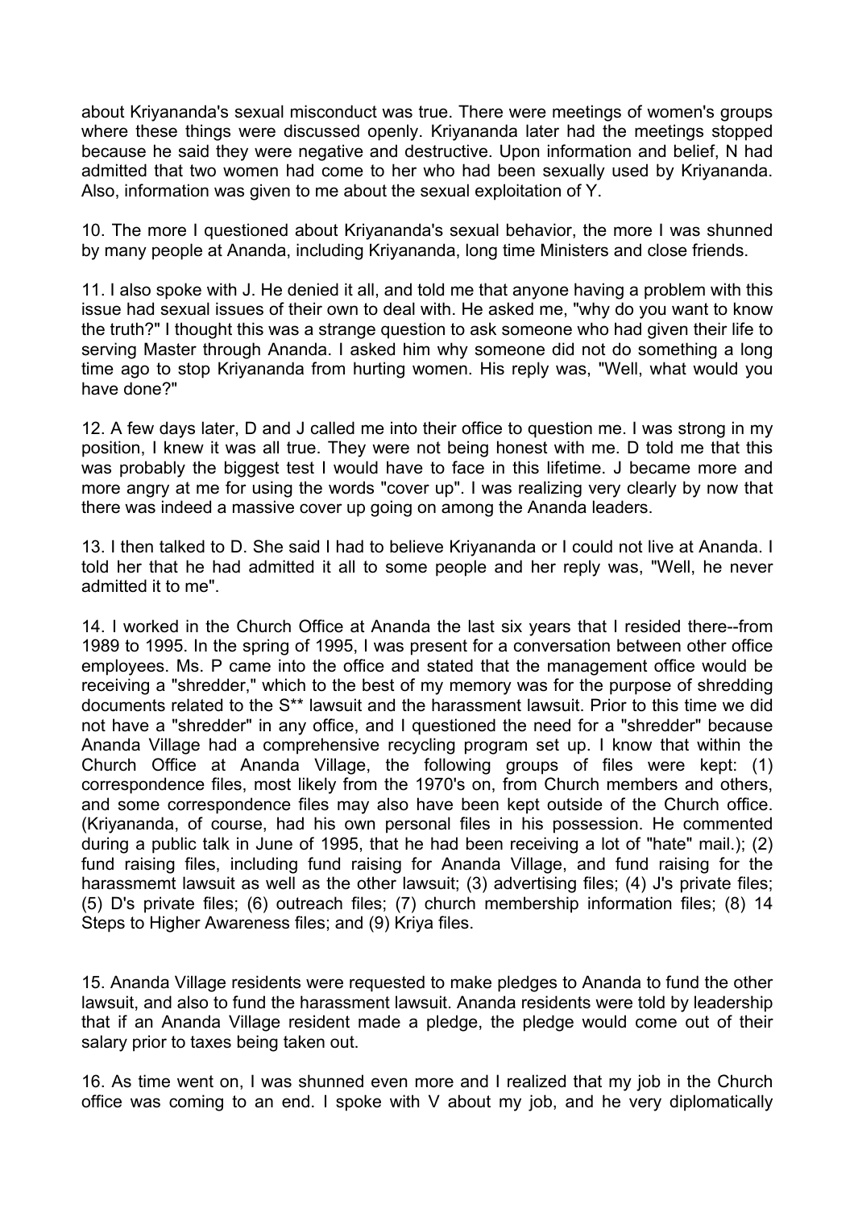about Kriyananda's sexual misconduct was true. There were meetings of women's groups where these things were discussed openly. Kriyananda later had the meetings stopped because he said they were negative and destructive. Upon information and belief, N had admitted that two women had come to her who had been sexually used by Kriyananda. Also, information was given to me about the sexual exploitation of Y.

10. The more I questioned about Kriyananda's sexual behavior, the more I was shunned by many people at Ananda, including Kriyananda, long time Ministers and close friends.

11. I also spoke with J. He denied it all, and told me that anyone having a problem with this issue had sexual issues of their own to deal with. He asked me, "why do you want to know the truth?" I thought this was a strange question to ask someone who had given their life to serving Master through Ananda. I asked him why someone did not do something a long time ago to stop Kriyananda from hurting women. His reply was, "Well, what would you have done?"

12. A few days later, D and J called me into their office to question me. I was strong in my position, I knew it was all true. They were not being honest with me. D told me that this was probably the biggest test I would have to face in this lifetime. J became more and more angry at me for using the words "cover up". I was realizing very clearly by now that there was indeed a massive cover up going on among the Ananda leaders.

13. I then talked to D. She said I had to believe Kriyananda or I could not live at Ananda. I told her that he had admitted it all to some people and her reply was, "Well, he never admitted it to me".

14. I worked in the Church Office at Ananda the last six years that I resided there--from 1989 to 1995. In the spring of 1995, I was present for a conversation between other office employees. Ms. P came into the office and stated that the management office would be receiving a "shredder," which to the best of my memory was for the purpose of shredding documents related to the S** lawsuit and the harassment lawsuit. Prior to this time we did not have a "shredder" in any office, and I questioned the need for a "shredder" because Ananda Village had a comprehensive recycling program set up. I know that within the Church Office at Ananda Village, the following groups of files were kept: (1) correspondence files, most likely from the 1970's on, from Church members and others, and some correspondence files may also have been kept outside of the Church office. (Kriyananda, of course, had his own personal files in his possession. He commented during a public talk in June of 1995, that he had been receiving a lot of "hate" mail.); (2) fund raising files, including fund raising for Ananda Village, and fund raising for the harassmemt lawsuit as well as the other lawsuit; (3) advertising files; (4) J's private files; (5) D's private files; (6) outreach files; (7) church membership information files; (8) 14 Steps to Higher Awareness files; and (9) Kriya files.

15. Ananda Village residents were requested to make pledges to Ananda to fund the other lawsuit, and also to fund the harassment lawsuit. Ananda residents were told by leadership that if an Ananda Village resident made a pledge, the pledge would come out of their salary prior to taxes being taken out.

16. As time went on, I was shunned even more and I realized that my job in the Church office was coming to an end. I spoke with V about my job, and he very diplomatically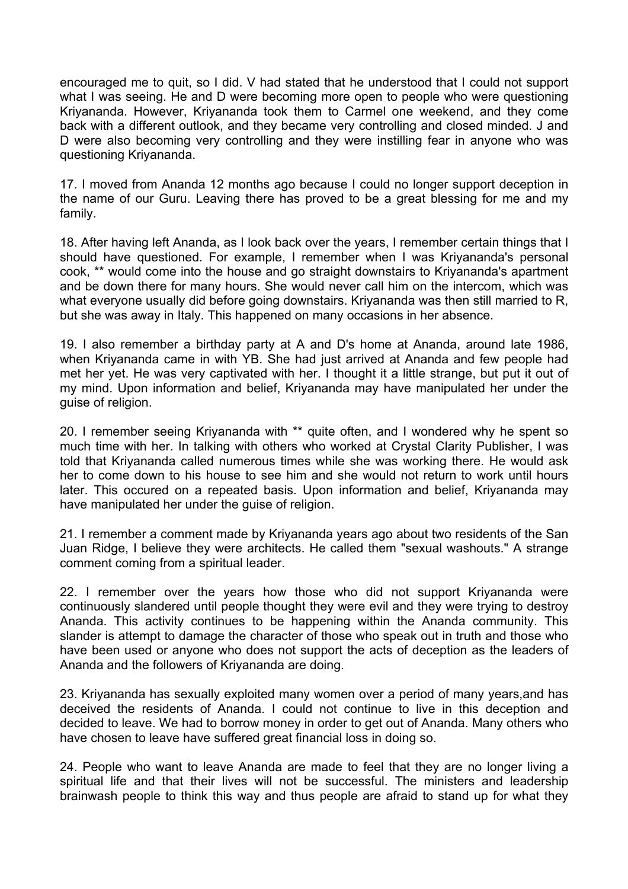encouraged me to quit, so I did. V had stated that he understood that I could not support what I was seeing. He and D were becoming more open to people who were questioning Kriyananda. However, Kriyananda took them to Carmel one weekend, and they come back with a different outlook, and they became very controlling and closed minded. J and D were also becoming very controlling and they were instilling fear in anyone who was questioning Kriyananda.

17. I moved from Ananda 12 months ago because I could no longer support deception in the name of our Guru. Leaving there has proved to be a great blessing for me and my family.

18. After having left Ananda, as I look back over the years, I remember certain things that I should have questioned. For example, I remember when I was Kriyananda's personal cook, ** would come into the house and go straight downstairs to Kriyananda's apartment and be down there for many hours. She would never call him on the intercom, which was what everyone usually did before going downstairs. Kriyananda was then still married to R, but she was away in Italy. This happened on many occasions in her absence.

19. I also remember a birthday party at A and D's home at Ananda, around late 1986, when Kriyananda came in with YB. She had just arrived at Ananda and few people had met her yet. He was very captivated with her. I thought it a little strange, but put it out of my mind. Upon information and belief, Kriyananda may have manipulated her under the guise of religion.

20. I remember seeing Kriyananda with ** quite often, and I wondered why he spent so much time with her. In talking with others who worked at Crystal Clarity Publisher, I was told that Kriyananda called numerous times while she was working there. He would ask her to come down to his house to see him and she would not return to work until hours later. This occured on a repeated basis. Upon information and belief, Kriyananda may have manipulated her under the guise of religion.

21. I remember a comment made by Kriyananda years ago about two residents of the San Juan Ridge, I believe they were architects. He called them "sexual washouts." A strange comment coming from a spiritual leader.

22. I remember over the years how those who did not support Kriyananda were continuously slandered until people thought they were evil and they were trying to destroy Ananda. This activity continues to be happening within the Ananda community. This slander is attempt to damage the character of those who speak out in truth and those who have been used or anyone who does not support the acts of deception as the leaders of Ananda and the followers of Kriyananda are doing.

23. Kriyananda has sexually exploited many women over a period of many years,and has deceived the residents of Ananda. I could not continue to live in this deception and decided to leave. We had to borrow money in order to get out of Ananda. Many others who have chosen to leave have suffered great financial loss in doing so.

24. People who want to leave Ananda are made to feel that they are no longer living a spiritual life and that their lives will not be successful. The ministers and leadership brainwash people to think this way and thus people are afraid to stand up for what they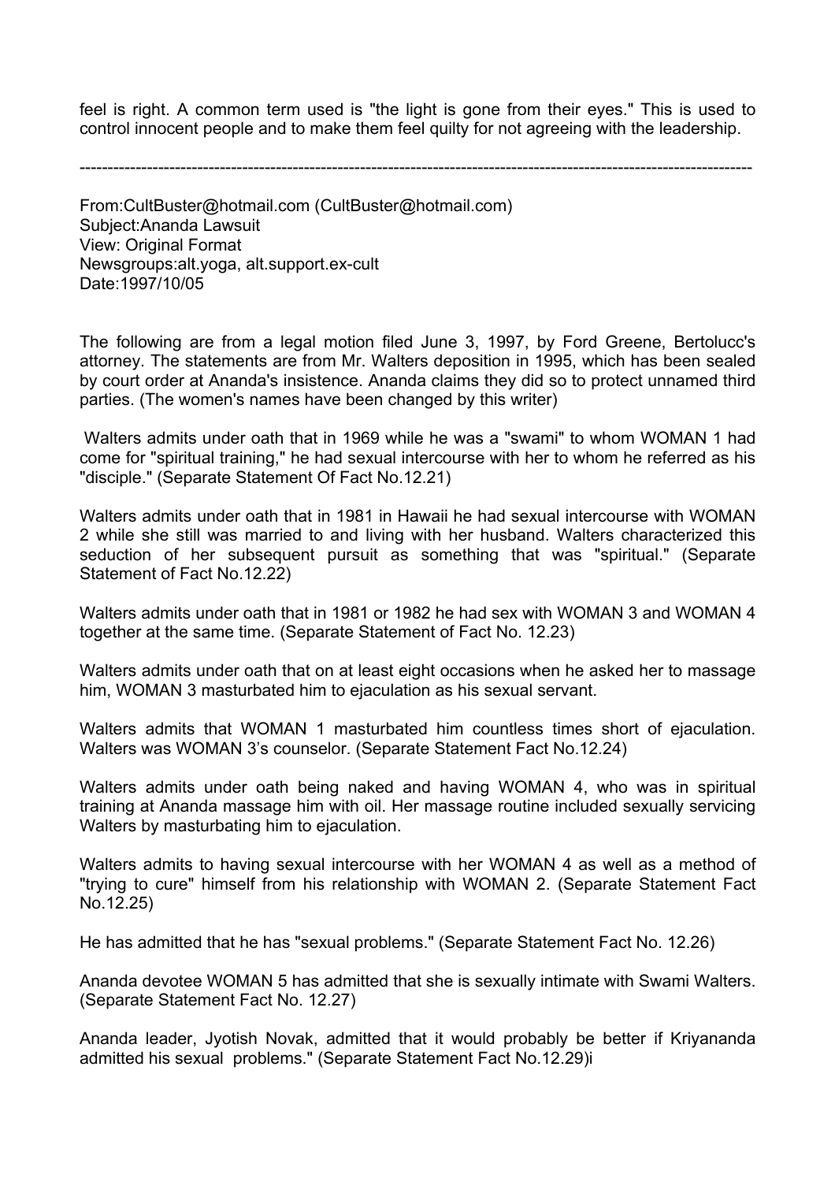feel is right. A common term used is "the light is gone from their eyes." This is used to control innocent people and to make them feel quilty for not agreeing with the leadership.

---

From:CultBuster@hotmail.com (CultBuster@hotmail.com)
Subject:Ananda Lawsuit
View: Original Format
Newsgroups:alt.yoga, alt.support.ex-cult
Date:1997/10/05

The following are from a legal motion filed June 3, 1997, by Ford Greene, Bertolucc's attorney. The statements are from Mr. Walters deposition in 1995, which has been sealed by court order at Ananda's insistence. Ananda claims they did so to protect unnamed third parties. (The women's names have been changed by this writer)

Walters admits under oath that in 1969 while he was a "swami" to whom WOMAN 1 had come for "spiritual training," he had sexual intercourse with her to whom he referred as his "disciple." (Separate Statement Of Fact No.12.21)

Walters admits under oath that in 1981 in Hawaii he had sexual intercourse with WOMAN 2 while she still was married to and living with her husband. Walters characterized this seduction of her subsequent pursuit as something that was "spiritual." (Separate Statement of Fact No.12.22)

Walters admits under oath that in 1981 or 1982 he had sex with WOMAN 3 and WOMAN 4 together at the same time. (Separate Statement of Fact No. 12.23)

Walters admits under oath that on at least eight occasions when he asked her to massage him, WOMAN 3 masturbated him to ejaculation as his sexual servant.

Walters admits that WOMAN 1 masturbated him countless times short of ejaculation. Walters was WOMAN 3's counselor. (Separate Statement Fact No.12.24)

Walters admits under oath being naked and having WOMAN 4, who was in spiritual training at Ananda massage him with oil. Her massage routine included sexually servicing Walters by masturbating him to ejaculation.

Walters admits to having sexual intercourse with her WOMAN 4 as well as a method of "trying to cure" himself from his relationship with WOMAN 2. (Separate Statement Fact No.12.25)

He has admitted that he has "sexual problems." (Separate Statement Fact No. 12.26)

Ananda devotee WOMAN 5 has admitted that she is sexually intimate with Swami Walters. (Separate Statement Fact No. 12.27)

Ananda leader, Jyotish Novak, admitted that it would probably be better if Kriyananda admitted his sexual problems." (Separate Statement Fact No.12.29)i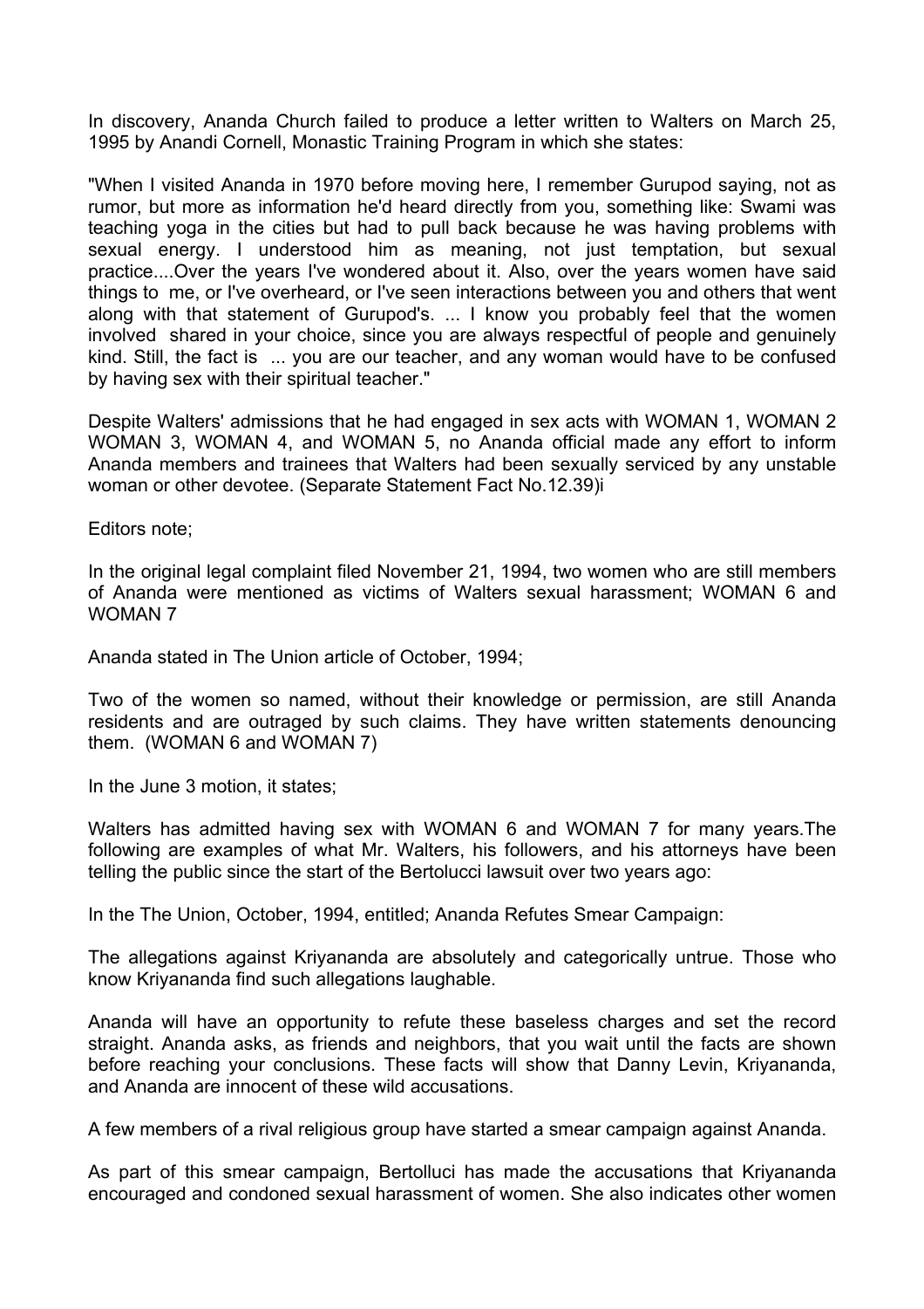In discovery, Ananda Church failed to produce a letter written to Walters on March 25, 1995 by Anandi Cornell, Monastic Training Program in which she states:

"When I visited Ananda in 1970 before moving here, I remember Gurupod saying, not as rumor, but more as information he'd heard directly from you, something like: Swami was teaching yoga in the cities but had to pull back because he was having problems with sexual energy. I understood him as meaning, not just temptation, but sexual practice....Over the years I've wondered about it. Also, over the years women have said things to me, or I've overheard, or I've seen interactions between you and others that went along with that statement of Gurupod's. ... I know you probably feel that the women involved shared in your choice, since you are always respectful of people and genuinely kind. Still, the fact is ... you are our teacher, and any woman would have to be confused by having sex with their spiritual teacher."

Despite Walters' admissions that he had engaged in sex acts with WOMAN 1, WOMAN 2 WOMAN 3, WOMAN 4, and WOMAN 5, no Ananda official made any effort to inform Ananda members and trainees that Walters had been sexually serviced by any unstable woman or other devotee. (Separate Statement Fact No.12.39)i

Editors note;

In the original legal complaint filed November 21, 1994, two women who are still members of Ananda were mentioned as victims of Walters sexual harassment; WOMAN 6 and WOMAN 7

Ananda stated in The Union article of October, 1994;

Two of the women so named, without their knowledge or permission, are still Ananda residents and are outraged by such claims. They have written statements denouncing them. (WOMAN 6 and WOMAN 7)

In the June 3 motion, it states;

Walters has admitted having sex with WOMAN 6 and WOMAN 7 for many years.The following are examples of what Mr. Walters, his followers, and his attorneys have been telling the public since the start of the Bertolucci lawsuit over two years ago:

In the The Union, October, 1994, entitled; Ananda Refutes Smear Campaign:

The allegations against Kriyananda are absolutely and categorically untrue. Those who know Kriyananda find such allegations laughable.

Ananda will have an opportunity to refute these baseless charges and set the record straight. Ananda asks, as friends and neighbors, that you wait until the facts are shown before reaching your conclusions. These facts will show that Danny Levin, Kriyananda, and Ananda are innocent of these wild accusations.

A few members of a rival religious group have started a smear campaign against Ananda.

As part of this smear campaign, Bertolluci has made the accusations that Kriyananda encouraged and condoned sexual harassment of women. She also indicates other women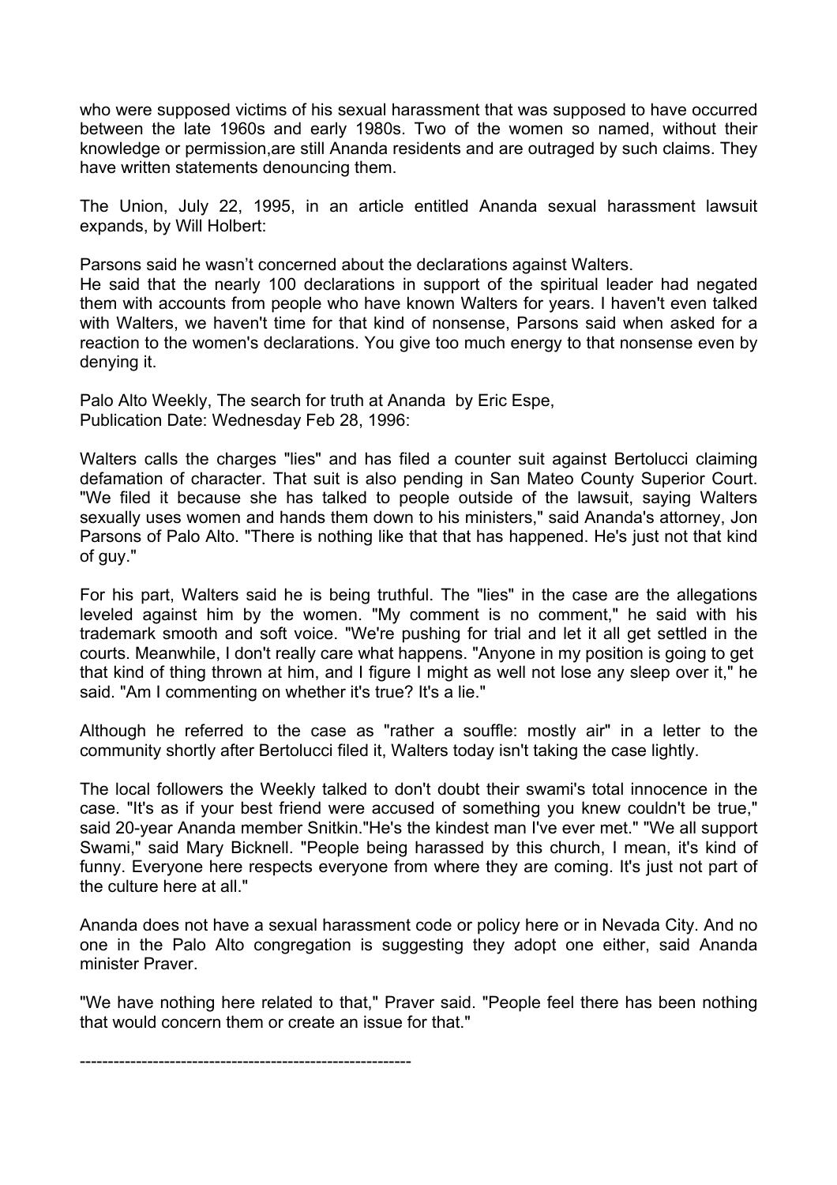who were supposed victims of his sexual harassment that was supposed to have occurred between the late 1960s and early 1980s. Two of the women so named, without their knowledge or permission,are still Ananda residents and are outraged by such claims. They have written statements denouncing them.

The Union, July 22, 1995, in an article entitled Ananda sexual harassment lawsuit expands, by Will Holbert:

Parsons said he wasn’t concerned about the declarations against Walters.
He said that the nearly 100 declarations in support of the spiritual leader had negated them with accounts from people who have known Walters for years. I haven't even talked with Walters, we haven't time for that kind of nonsense, Parsons said when asked for a reaction to the women's declarations. You give too much energy to that nonsense even by denying it.

Palo Alto Weekly, The search for truth at Ananda by Eric Espe,
Publication Date: Wednesday Feb 28, 1996:

Walters calls the charges "lies" and has filed a counter suit against Bertolucci claiming defamation of character. That suit is also pending in San Mateo County Superior Court. "We filed it because she has talked to people outside of the lawsuit, saying Walters sexually uses women and hands them down to his ministers," said Ananda's attorney, Jon Parsons of Palo Alto. "There is nothing like that that has happened. He's just not that kind of guy."

For his part, Walters said he is being truthful. The "lies" in the case are the allegations leveled against him by the women. "My comment is no comment," he said with his trademark smooth and soft voice. "We're pushing for trial and let it all get settled in the courts. Meanwhile, I don't really care what happens. "Anyone in my position is going to get that kind of thing thrown at him, and I figure I might as well not lose any sleep over it," he said. "Am I commenting on whether it's true? It's a lie."

Although he referred to the case as "rather a souffle: mostly air" in a letter to the community shortly after Bertolucci filed it, Walters today isn't taking the case lightly.

The local followers the Weekly talked to don't doubt their swami's total innocence in the case. "It's as if your best friend were accused of something you knew couldn't be true," said 20-year Ananda member Snitkin."He's the kindest man I've ever met." "We all support Swami," said Mary Bicknell. "People being harassed by this church, I mean, it's kind of funny. Everyone here respects everyone from where they are coming. It's just not part of the culture here at all."

Ananda does not have a sexual harassment code or policy here or in Nevada City. And no one in the Palo Alto congregation is suggesting they adopt one either, said Ananda minister Praver.

"We have nothing here related to that," Praver said. "People feel there has been nothing that would concern them or create an issue for that."

---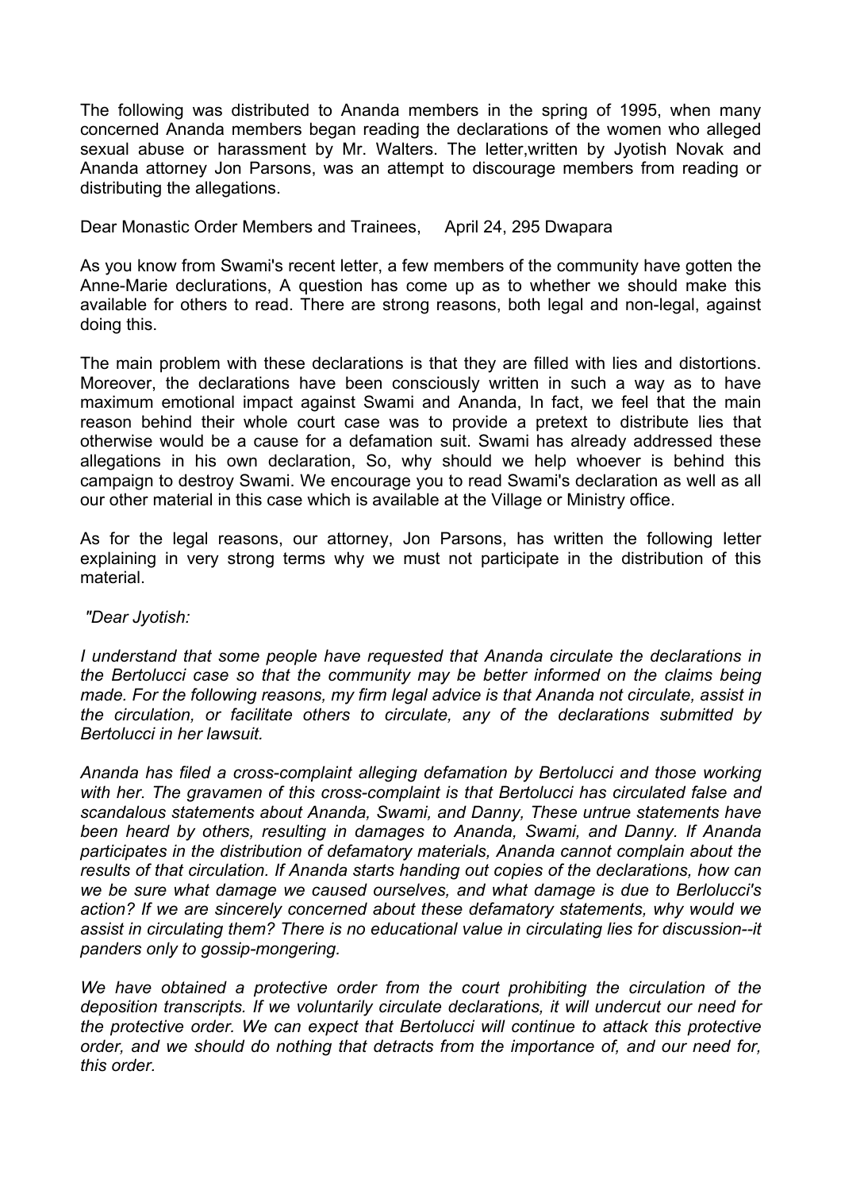The following was distributed to Ananda members in the spring of 1995, when many concerned Ananda members began reading the declarations of the women who alleged sexual abuse or harassment by Mr. Walters. The letter,written by Jyotish Novak and Ananda attorney Jon Parsons, was an attempt to discourage members from reading or distributing the allegations.

Dear Monastic Order Members and Trainees,     April 24, 295 Dwapara

As you know from Swami's recent letter, a few members of the community have gotten the Anne-Marie declurations, A question has come up as to whether we should make this available for others to read. There are strong reasons, both legal and non-legal, against doing this.

The main problem with these declarations is that they are filled with lies and distortions. Moreover, the declarations have been consciously written in such a way as to have maximum emotional impact against Swami and Ananda, In fact, we feel that the main reason behind their whole court case was to provide a pretext to distribute lies that otherwise would be a cause for a defamation suit. Swami has already addressed these allegations in his own declaration, So, why should we help whoever is behind this campaign to destroy Swami. We encourage you to read Swami's declaration as well as all our other material in this case which is available at the Village or Ministry office.

As for the legal reasons, our attorney, Jon Parsons, has written the following letter explaining in very strong terms why we must not participate in the distribution of this material.

*"Dear Jyotish:*

*I understand that some people have requested that Ananda circulate the declarations in the Bertolucci case so that the community may be better informed on the claims being made. For the following reasons, my firm legal advice is that Ananda not circulate, assist in the circulation, or facilitate others to circulate, any of the declarations submitted by Bertolucci in her lawsuit.*

*Ananda has filed a cross-complaint alleging defamation by Bertolucci and those working with her. The gravamen of this cross-complaint is that Bertolucci has circulated false and scandalous statements about Ananda, Swami, and Danny, These untrue statements have been heard by others, resulting in damages to Ananda, Swami, and Danny. If Ananda participates in the distribution of defamatory materials, Ananda cannot complain about the results of that circulation. If Ananda starts handing out copies of the declarations, how can we be sure what damage we caused ourselves, and what damage is due to Berlolucci's action? If we are sincerely concerned about these defamatory statements, why would we assist in circulating them? There is no educational value in circulating lies for discussion--it panders only to gossip-mongering.*

*We have obtained a protective order from the court prohibiting the circulation of the deposition transcripts. If we voluntarily circulate declarations, it will undercut our need for the protective order. We can expect that Bertolucci will continue to attack this protective order, and we should do nothing that detracts from the importance of, and our need for, this order.*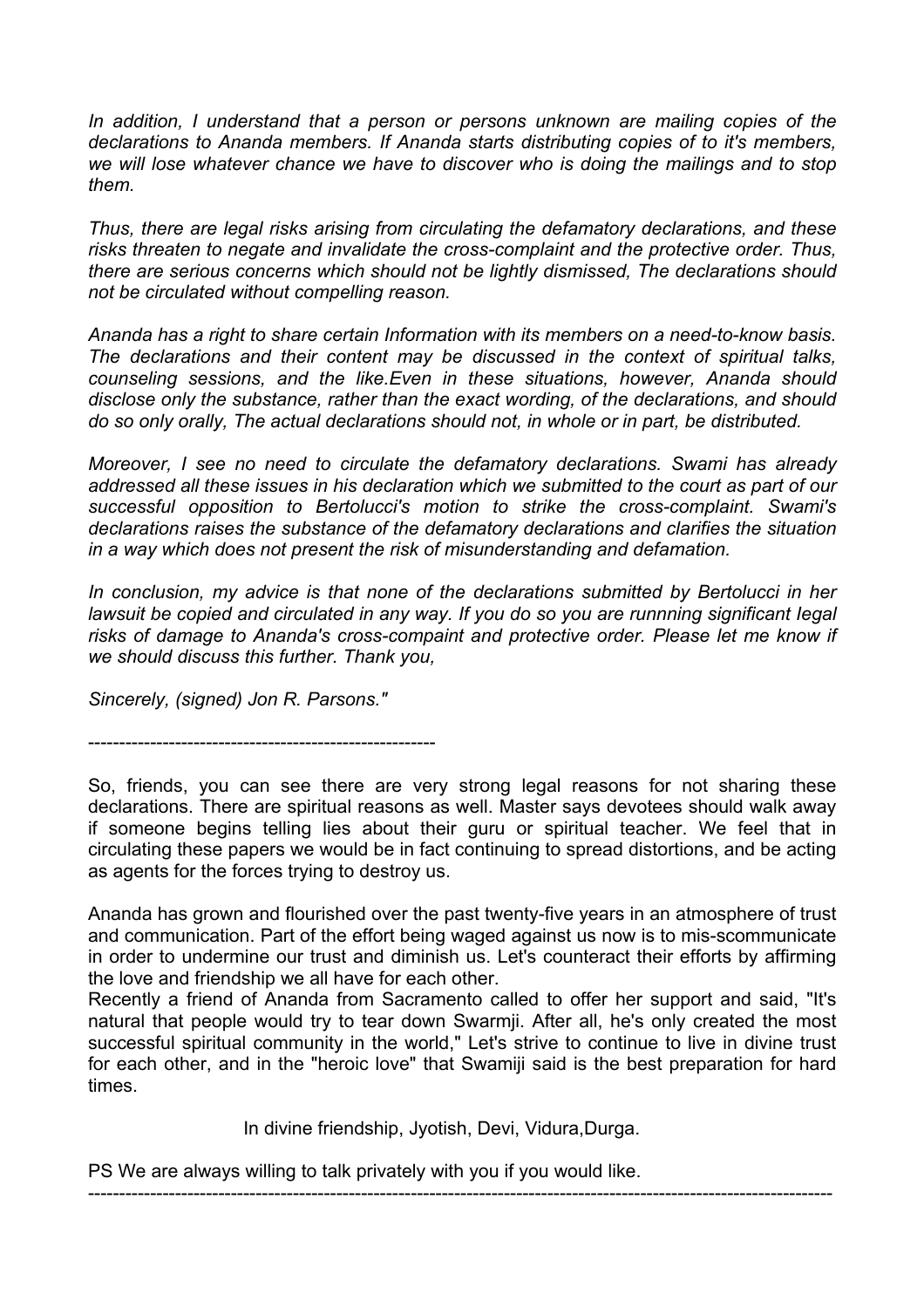*In addition, I understand that a person or persons unknown are mailing copies of the declarations to Ananda members. If Ananda starts distributing copies of to it's members, we will lose whatever chance we have to discover who is doing the mailings and to stop them.*

*Thus, there are legal risks arising from circulating the defamatory declarations, and these risks threaten to negate and invalidate the cross-complaint and the protective order. Thus, there are serious concerns which should not be lightly dismissed, The declarations should not be circulated without compelling reason.*

*Ananda has a right to share certain Information with its members on a need-to-know basis. The declarations and their content may be discussed in the context of spiritual talks, counseling sessions, and the like.Even in these situations, however, Ananda should disclose only the substance, rather than the exact wording, of the declarations, and should do so only orally, The actual declarations should not, in whole or in part, be distributed.*

*Moreover, I see no need to circulate the defamatory declarations. Swami has already addressed all these issues in his declaration which we submitted to the court as part of our successful opposition to Bertolucci's motion to strike the cross-complaint. Swami's declarations raises the substance of the defamatory declarations and clarifies the situation in a way which does not present the risk of misunderstanding and defamation.*

*In conclusion, my advice is that none of the declarations submitted by Bertolucci in her lawsuit be copied and circulated in any way. If you do so you are runnning significant legal risks of damage to Ananda's cross-compaint and protective order. Please let me know if we should discuss this further. Thank you,*

*Sincerely, (signed) Jon R. Parsons."*

-------------------------------------------------------

So, friends, you can see there are very strong legal reasons for not sharing these declarations. There are spiritual reasons as well. Master says devotees should walk away if someone begins telling lies about their guru or spiritual teacher. We feel that in circulating these papers we would be in fact continuing to spread distortions, and be acting as agents for the forces trying to destroy us.

Ananda has grown and flourished over the past twenty-five years in an atmosphere of trust and communication. Part of the effort being waged against us now is to mis-scommunicate in order to undermine our trust and diminish us. Let's counteract their efforts by affirming the love and friendship we all have for each other.
Recently a friend of Ananda from Sacramento called to offer her support and said, "It's natural that people would try to tear down Swarmji. After all, he's only created the most successful spiritual community in the world," Let's strive to continue to live in divine trust for each other, and in the "heroic love" that Swamiji said is the best preparation for hard times.

In divine friendship, Jyotish, Devi, Vidura,Durga.

PS We are always willing to talk privately with you if you would like.

-------------------------------------------------------------------------------------------------------------------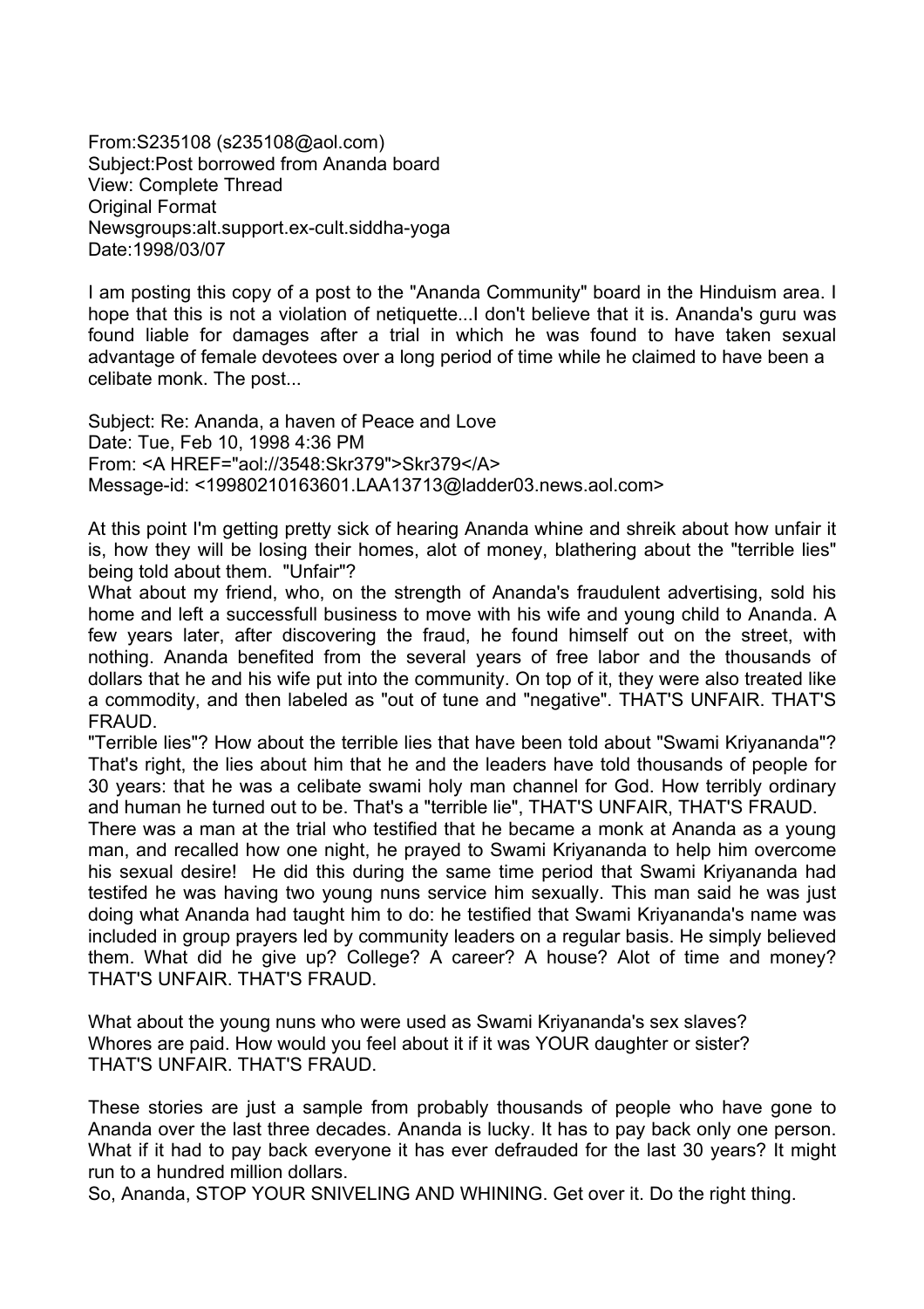From:S235108 (s235108@aol.com)
Subject:Post borrowed from Ananda board
View: Complete Thread
Original Format
Newsgroups:alt.support.ex-cult.siddha-yoga
Date:1998/03/07

I am posting this copy of a post to the "Ananda Community" board in the Hinduism area. I hope that this is not a violation of netiquette...I don't believe that it is. Ananda's guru was found liable for damages after a trial in which he was found to have taken sexual advantage of female devotees over a long period of time while he claimed to have been a celibate monk. The post...

Subject: Re: Ananda, a haven of Peace and Love
Date: Tue, Feb 10, 1998 4:36 PM
From: <A HREF="aol://3548:Skr379">Skr379</A>
Message-id: <19980210163601.LAA13713@ladder03.news.aol.com>

At this point I'm getting pretty sick of hearing Ananda whine and shreik about how unfair it is, how they will be losing their homes, alot of money, blathering about the "terrible lies" being told about them. "Unfair"?
What about my friend, who, on the strength of Ananda's fraudulent advertising, sold his home and left a successfull business to move with his wife and young child to Ananda. A few years later, after discovering the fraud, he found himself out on the street, with nothing. Ananda benefited from the several years of free labor and the thousands of dollars that he and his wife put into the community. On top of it, they were also treated like a commodity, and then labeled as "out of tune and "negative". THAT'S UNFAIR. THAT'S FRAUD.
"Terrible lies"? How about the terrible lies that have been told about "Swami Kriyananda"? That's right, the lies about him that he and the leaders have told thousands of people for 30 years: that he was a celibate swami holy man channel for God. How terribly ordinary and human he turned out to be. That's a "terrible lie", THAT'S UNFAIR, THAT'S FRAUD.
There was a man at the trial who testified that he became a monk at Ananda as a young man, and recalled how one night, he prayed to Swami Kriyananda to help him overcome his sexual desire! He did this during the same time period that Swami Kriyananda had testifed he was having two young nuns service him sexually. This man said he was just doing what Ananda had taught him to do: he testified that Swami Kriyananda's name was included in group prayers led by community leaders on a regular basis. He simply believed them. What did he give up? College? A career? A house? Alot of time and money? THAT'S UNFAIR. THAT'S FRAUD.

What about the young nuns who were used as Swami Kriyananda's sex slaves?
Whores are paid. How would you feel about it if it was YOUR daughter or sister?
THAT'S UNFAIR. THAT'S FRAUD.

These stories are just a sample from probably thousands of people who have gone to Ananda over the last three decades. Ananda is lucky. It has to pay back only one person. What if it had to pay back everyone it has ever defrauded for the last 30 years? It might run to a hundred million dollars.
So, Ananda, STOP YOUR SNIVELING AND WHINING. Get over it. Do the right thing.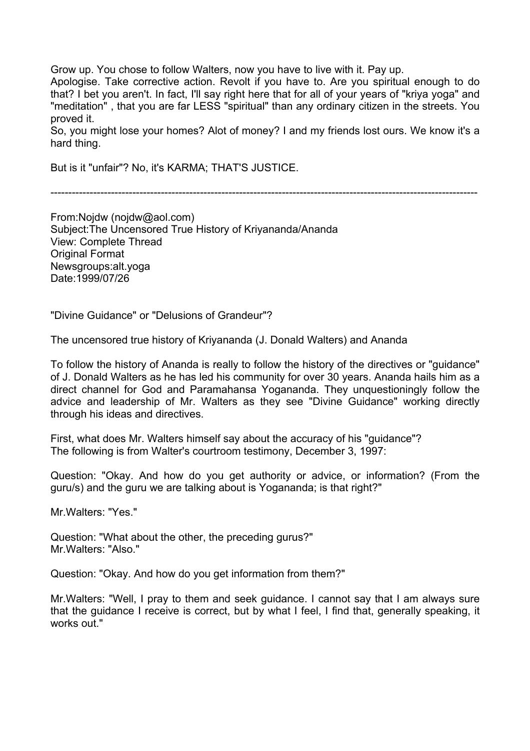Grow up. You chose to follow Walters, now you have to live with it. Pay up.
Apologise. Take corrective action. Revolt if you have to. Are you spiritual enough to do that? I bet you aren't. In fact, I'll say right here that for all of your years of "kriya yoga" and "meditation" , that you are far LESS "spiritual" than any ordinary citizen in the streets. You proved it.
So, you might lose your homes? Alot of money? I and my friends lost ours. We know it's a hard thing.

But is it "unfair"? No, it's KARMA; THAT'S JUSTICE.

---

From:Nojdw (nojdw@aol.com)
Subject:The Uncensored True History of Kriyananda/Ananda
View: Complete Thread
Original Format
Newsgroups:alt.yoga
Date:1999/07/26

"Divine Guidance" or "Delusions of Grandeur"?

The uncensored true history of Kriyananda (J. Donald Walters) and Ananda

To follow the history of Ananda is really to follow the history of the directives or "guidance" of J. Donald Walters as he has led his community for over 30 years. Ananda hails him as a direct channel for God and Paramahansa Yogananda. They unquestioningly follow the advice and leadership of Mr. Walters as they see "Divine Guidance" working directly through his ideas and directives.

First, what does Mr. Walters himself say about the accuracy of his "guidance"?
The following is from Walter's courtroom testimony, December 3, 1997:

Question: "Okay. And how do you get authority or advice, or information? (From the guru/s) and the guru we are talking about is Yogananda; is that right?"

Mr.Walters: "Yes."

Question: "What about the other, the preceding gurus?"
Mr.Walters: "Also."

Question: "Okay. And how do you get information from them?"

Mr.Walters: "Well, I pray to them and seek guidance. I cannot say that I am always sure that the guidance I receive is correct, but by what I feel, I find that, generally speaking, it works out."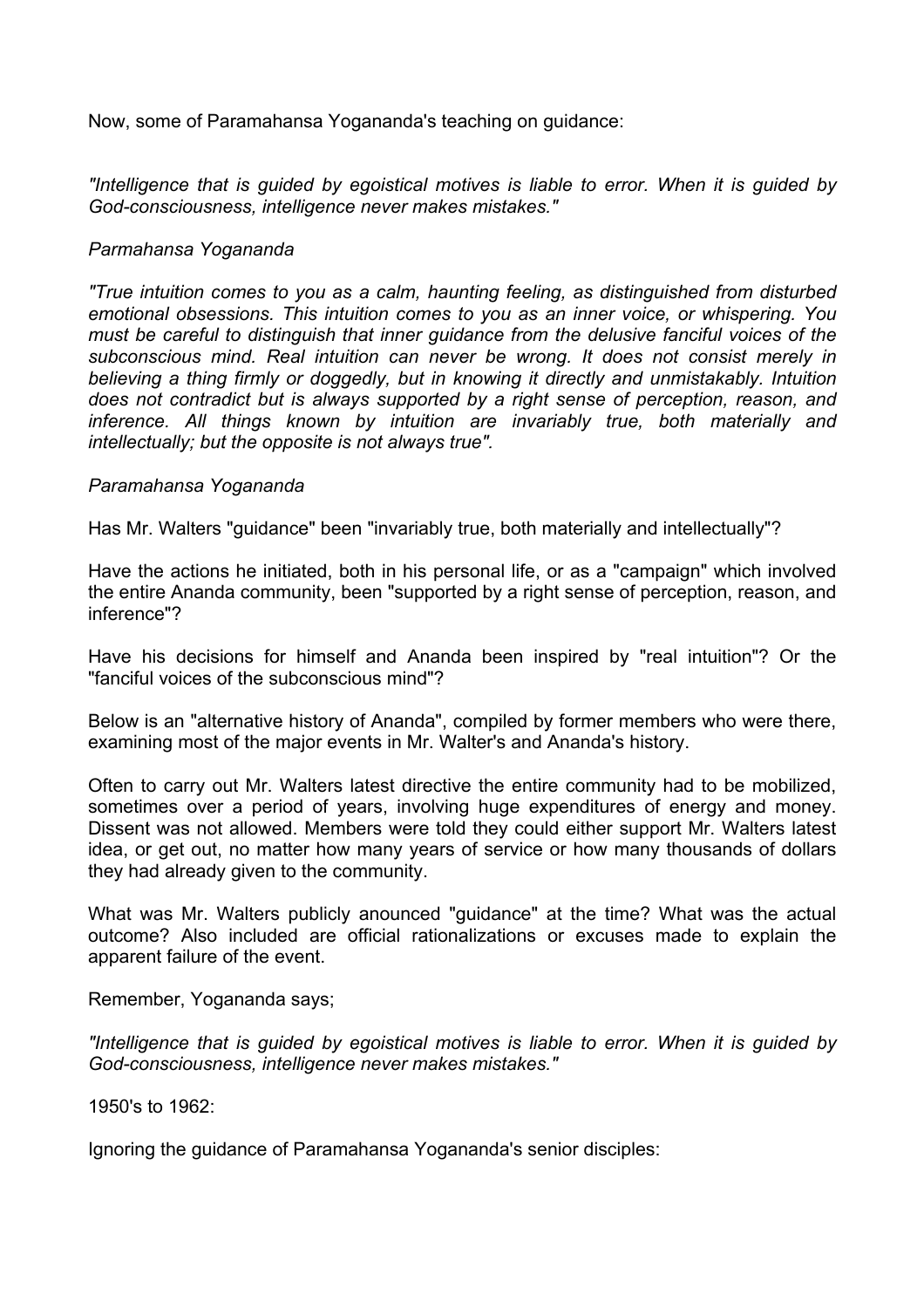Now, some of Paramahansa Yogananda's teaching on guidance:

*"Intelligence that is guided by egoistical motives is liable to error. When it is guided by God-consciousness, intelligence never makes mistakes."*

*Parmahansa Yogananda*

*"True intuition comes to you as a calm, haunting feeling, as distinguished from disturbed emotional obsessions. This intuition comes to you as an inner voice, or whispering. You must be careful to distinguish that inner guidance from the delusive fanciful voices of the subconscious mind. Real intuition can never be wrong. It does not consist merely in believing a thing firmly or doggedly, but in knowing it directly and unmistakably. Intuition does not contradict but is always supported by a right sense of perception, reason, and inference. All things known by intuition are invariably true, both materially and intellectually; but the opposite is not always true".*

*Paramahansa Yogananda*

Has Mr. Walters "guidance" been "invariably true, both materially and intellectually"?

Have the actions he initiated, both in his personal life, or as a "campaign" which involved the entire Ananda community, been "supported by a right sense of perception, reason, and inference"?

Have his decisions for himself and Ananda been inspired by "real intuition"? Or the "fanciful voices of the subconscious mind"?

Below is an "alternative history of Ananda", compiled by former members who were there, examining most of the major events in Mr. Walter's and Ananda's history.

Often to carry out Mr. Walters latest directive the entire community had to be mobilized, sometimes over a period of years, involving huge expenditures of energy and money. Dissent was not allowed. Members were told they could either support Mr. Walters latest idea, or get out, no matter how many years of service or how many thousands of dollars they had already given to the community.

What was Mr. Walters publicly anounced "guidance" at the time? What was the actual outcome? Also included are official rationalizations or excuses made to explain the apparent failure of the event.

Remember, Yogananda says;

*"Intelligence that is guided by egoistical motives is liable to error. When it is guided by God-consciousness, intelligence never makes mistakes."*

1950's to 1962:

Ignoring the guidance of Paramahansa Yogananda's senior disciples: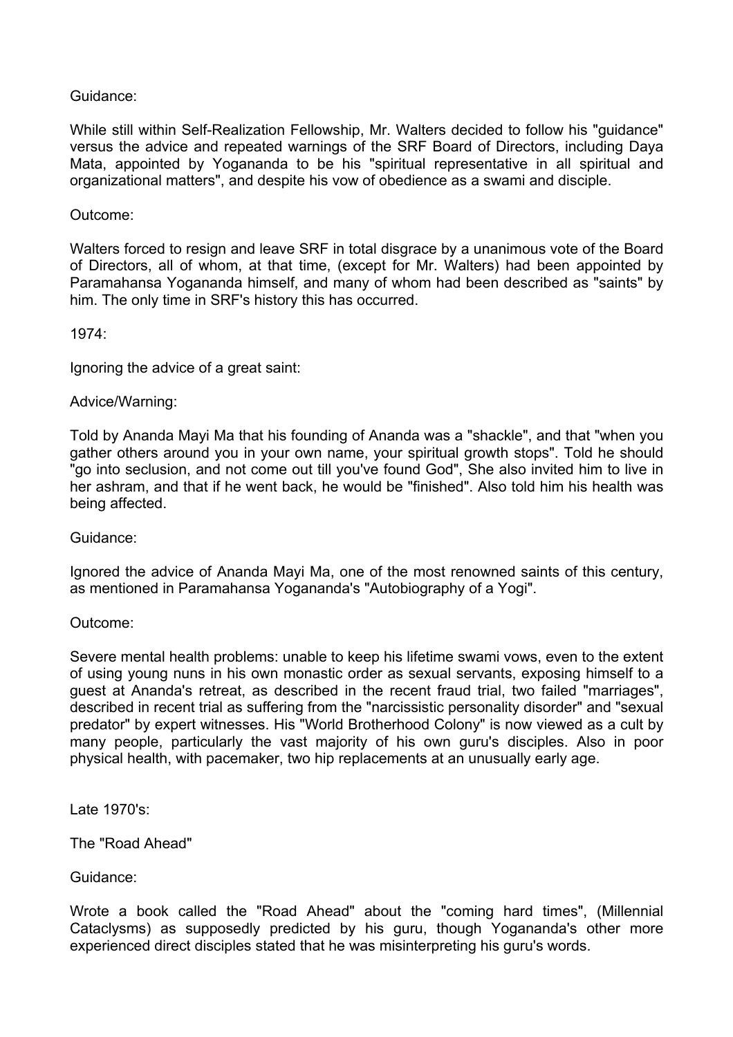Guidance:

While still within Self-Realization Fellowship, Mr. Walters decided to follow his "guidance" versus the advice and repeated warnings of the SRF Board of Directors, including Daya Mata, appointed by Yogananda to be his "spiritual representative in all spiritual and organizational matters", and despite his vow of obedience as a swami and disciple.

Outcome:

Walters forced to resign and leave SRF in total disgrace by a unanimous vote of the Board of Directors, all of whom, at that time, (except for Mr. Walters) had been appointed by Paramahansa Yogananda himself, and many of whom had been described as "saints" by him. The only time in SRF's history this has occurred.

1974:

Ignoring the advice of a great saint:

Advice/Warning:

Told by Ananda Mayi Ma that his founding of Ananda was a "shackle", and that "when you gather others around you in your own name, your spiritual growth stops". Told he should "go into seclusion, and not come out till you've found God", She also invited him to live in her ashram, and that if he went back, he would be "finished". Also told him his health was being affected.

Guidance:

Ignored the advice of Ananda Mayi Ma, one of the most renowned saints of this century, as mentioned in Paramahansa Yogananda's "Autobiography of a Yogi".

Outcome:

Severe mental health problems: unable to keep his lifetime swami vows, even to the extent of using young nuns in his own monastic order as sexual servants, exposing himself to a guest at Ananda's retreat, as described in the recent fraud trial, two failed "marriages", described in recent trial as suffering from the "narcissistic personality disorder" and "sexual predator" by expert witnesses. His "World Brotherhood Colony" is now viewed as a cult by many people, particularly the vast majority of his own guru's disciples. Also in poor physical health, with pacemaker, two hip replacements at an unusually early age.

Late 1970's:

The "Road Ahead"

Guidance:

Wrote a book called the "Road Ahead" about the "coming hard times", (Millennial Cataclysms) as supposedly predicted by his guru, though Yogananda's other more experienced direct disciples stated that he was misinterpreting his guru's words.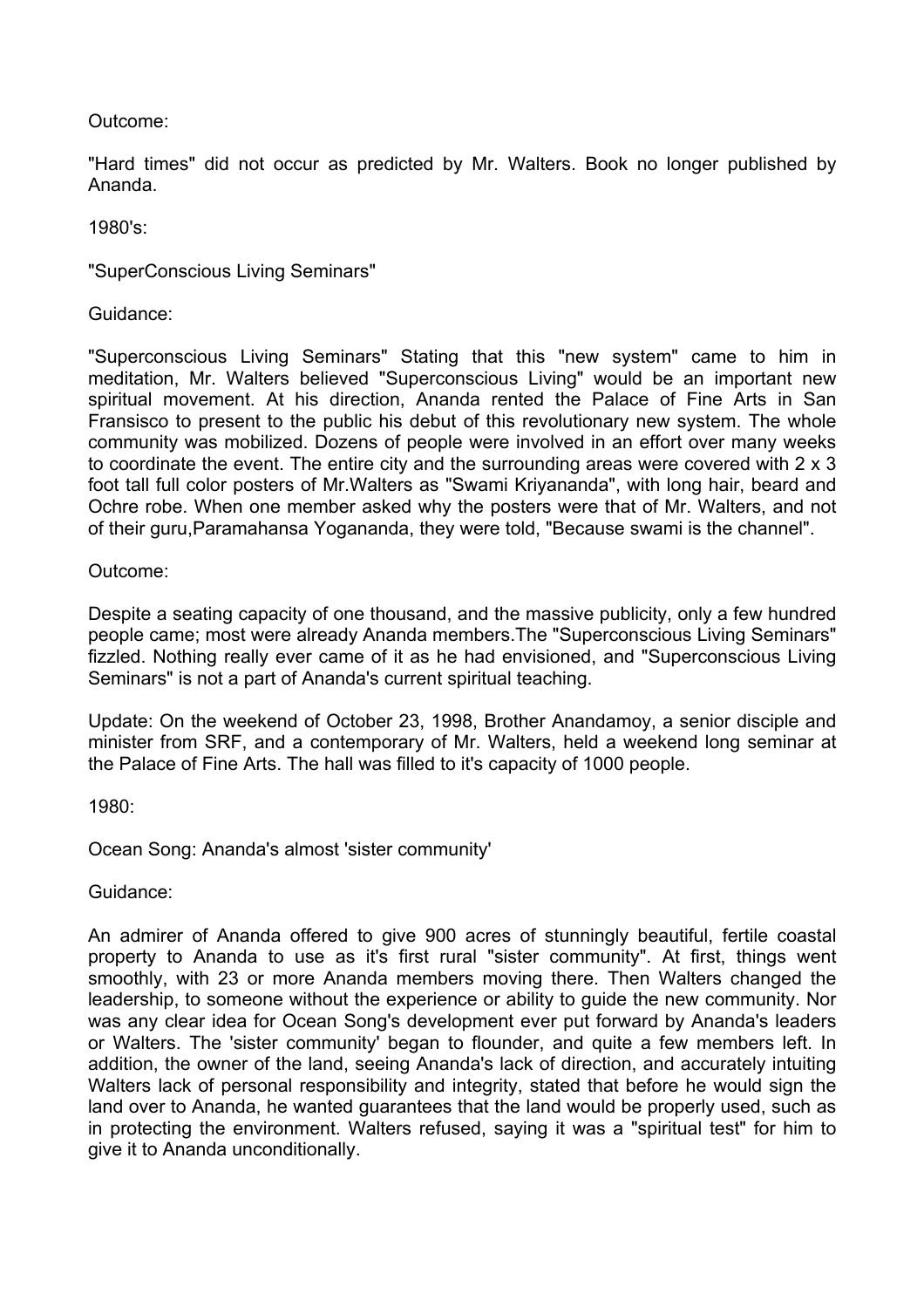Outcome:

"Hard times" did not occur as predicted by Mr. Walters. Book no longer published by Ananda.

1980's:

"SuperConscious Living Seminars"

Guidance:

"Superconscious Living Seminars" Stating that this "new system" came to him in meditation, Mr. Walters believed "Superconscious Living" would be an important new spiritual movement. At his direction, Ananda rented the Palace of Fine Arts in San Fransisco to present to the public his debut of this revolutionary new system. The whole community was mobilized. Dozens of people were involved in an effort over many weeks to coordinate the event. The entire city and the surrounding areas were covered with 2 x 3 foot tall full color posters of Mr.Walters as "Swami Kriyananda", with long hair, beard and Ochre robe. When one member asked why the posters were that of Mr. Walters, and not of their guru,Paramahansa Yogananda, they were told, "Because swami is the channel".

Outcome:

Despite a seating capacity of one thousand, and the massive publicity, only a few hundred people came; most were already Ananda members.The "Superconscious Living Seminars" fizzled. Nothing really ever came of it as he had envisioned, and "Superconscious Living Seminars" is not a part of Ananda's current spiritual teaching.

Update: On the weekend of October 23, 1998, Brother Anandamoy, a senior disciple and minister from SRF, and a contemporary of Mr. Walters, held a weekend long seminar at the Palace of Fine Arts. The hall was filled to it's capacity of 1000 people.

1980:

Ocean Song: Ananda's almost 'sister community'

Guidance:

An admirer of Ananda offered to give 900 acres of stunningly beautiful, fertile coastal property to Ananda to use as it's first rural "sister community". At first, things went smoothly, with 23 or more Ananda members moving there. Then Walters changed the leadership, to someone without the experience or ability to guide the new community. Nor was any clear idea for Ocean Song's development ever put forward by Ananda's leaders or Walters. The 'sister community' began to flounder, and quite a few members left. In addition, the owner of the land, seeing Ananda's lack of direction, and accurately intuiting Walters lack of personal responsibility and integrity, stated that before he would sign the land over to Ananda, he wanted guarantees that the land would be properly used, such as in protecting the environment. Walters refused, saying it was a "spiritual test" for him to give it to Ananda unconditionally.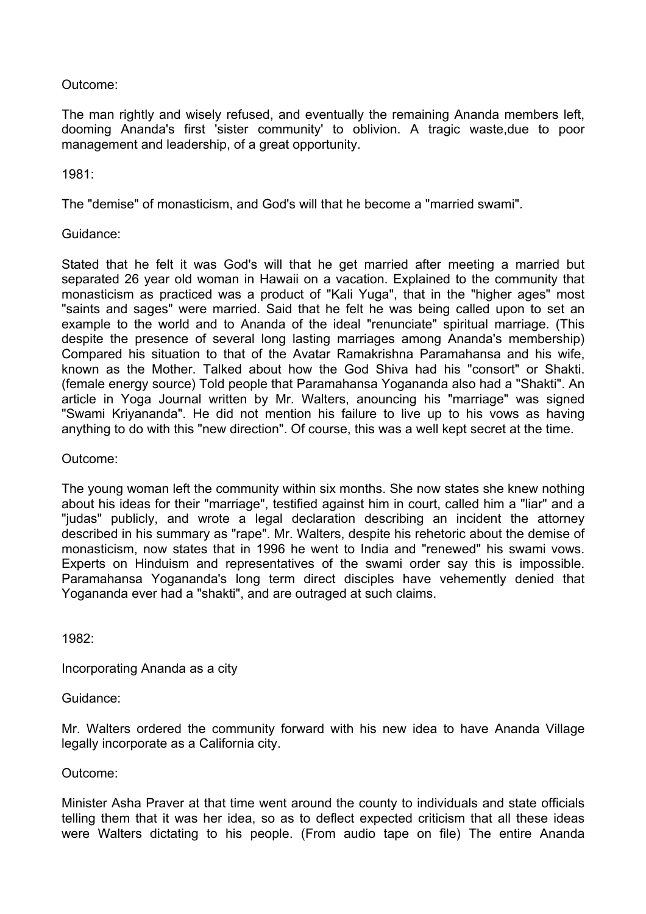Outcome:

The man rightly and wisely refused, and eventually the remaining Ananda members left, dooming Ananda's first 'sister community' to oblivion. A tragic waste,due to poor management and leadership, of a great opportunity.

1981:

The "demise" of monasticism, and God's will that he become a "married swami".

Guidance:

Stated that he felt it was God's will that he get married after meeting a married but separated 26 year old woman in Hawaii on a vacation. Explained to the community that monasticism as practiced was a product of "Kali Yuga", that in the "higher ages" most "saints and sages" were married. Said that he felt he was being called upon to set an example to the world and to Ananda of the ideal "renunciate" spiritual marriage. (This despite the presence of several long lasting marriages among Ananda's membership) Compared his situation to that of the Avatar Ramakrishna Paramahansa and his wife, known as the Mother. Talked about how the God Shiva had his "consort" or Shakti. (female energy source) Told people that Paramahansa Yogananda also had a "Shakti". An article in Yoga Journal written by Mr. Walters, anouncing his "marriage" was signed "Swami Kriyananda". He did not mention his failure to live up to his vows as having anything to do with this "new direction". Of course, this was a well kept secret at the time.

Outcome:

The young woman left the community within six months. She now states she knew nothing about his ideas for their "marriage", testified against him in court, called him a "liar" and a "judas" publicly, and wrote a legal declaration describing an incident the attorney described in his summary as "rape". Mr. Walters, despite his rehetoric about the demise of monasticism, now states that in 1996 he went to India and "renewed" his swami vows. Experts on Hinduism and representatives of the swami order say this is impossible. Paramahansa Yogananda's long term direct disciples have vehemently denied that Yogananda ever had a "shakti", and are outraged at such claims.

1982:

Incorporating Ananda as a city

Guidance:

Mr. Walters ordered the community forward with his new idea to have Ananda Village legally incorporate as a California city.

Outcome:

Minister Asha Praver at that time went around the county to individuals and state officials telling them that it was her idea, so as to deflect expected criticism that all these ideas were Walters dictating to his people. (From audio tape on file) The entire Ananda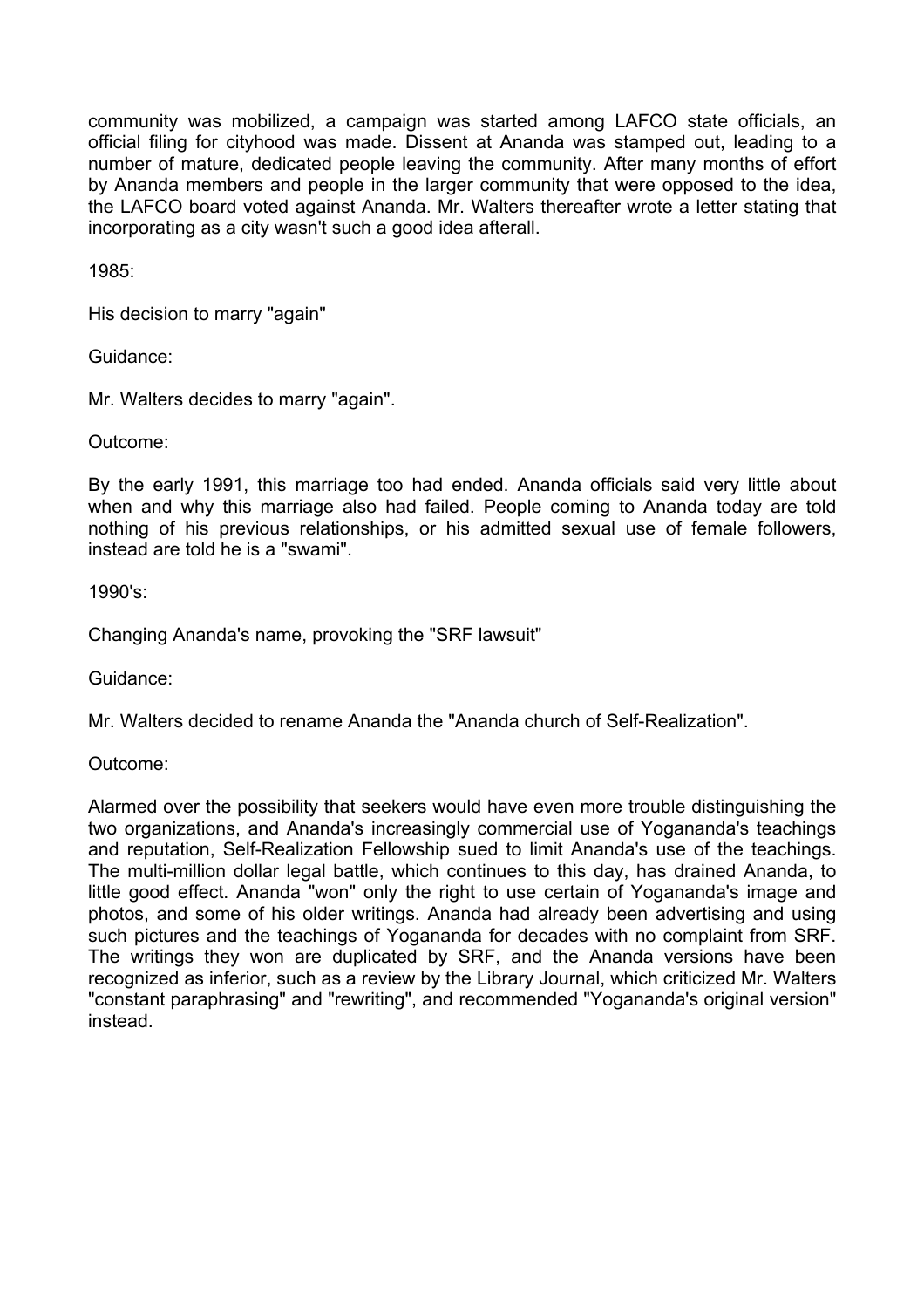community was mobilized, a campaign was started among LAFCO state officials, an official filing for cityhood was made. Dissent at Ananda was stamped out, leading to a number of mature, dedicated people leaving the community. After many months of effort by Ananda members and people in the larger community that were opposed to the idea, the LAFCO board voted against Ananda. Mr. Walters thereafter wrote a letter stating that incorporating as a city wasn't such a good idea afterall.

1985:

His decision to marry "again"

Guidance:

Mr. Walters decides to marry "again".

Outcome:

By the early 1991, this marriage too had ended. Ananda officials said very little about when and why this marriage also had failed. People coming to Ananda today are told nothing of his previous relationships, or his admitted sexual use of female followers, instead are told he is a "swami".

1990's:

Changing Ananda's name, provoking the "SRF lawsuit"

Guidance:

Mr. Walters decided to rename Ananda the "Ananda church of Self-Realization".

Outcome:

Alarmed over the possibility that seekers would have even more trouble distinguishing the two organizations, and Ananda's increasingly commercial use of Yogananda's teachings and reputation, Self-Realization Fellowship sued to limit Ananda's use of the teachings. The multi-million dollar legal battle, which continues to this day, has drained Ananda, to little good effect. Ananda "won" only the right to use certain of Yogananda's image and photos, and some of his older writings. Ananda had already been advertising and using such pictures and the teachings of Yogananda for decades with no complaint from SRF. The writings they won are duplicated by SRF, and the Ananda versions have been recognized as inferior, such as a review by the Library Journal, which criticized Mr. Walters "constant paraphrasing" and "rewriting", and recommended "Yogananda's original version" instead.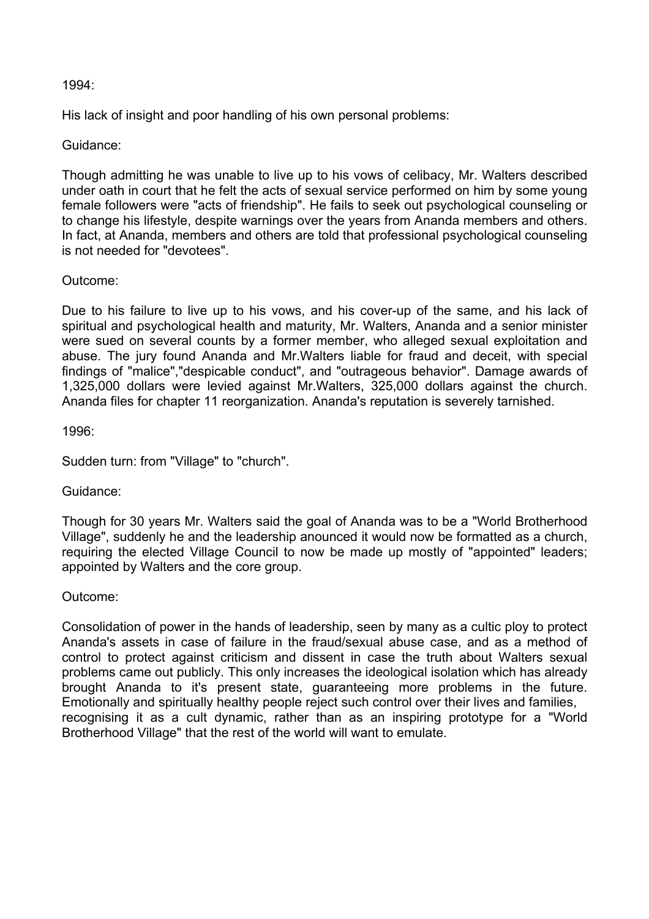1994:

His lack of insight and poor handling of his own personal problems:

Guidance:

Though admitting he was unable to live up to his vows of celibacy, Mr. Walters described under oath in court that he felt the acts of sexual service performed on him by some young female followers were "acts of friendship". He fails to seek out psychological counseling or to change his lifestyle, despite warnings over the years from Ananda members and others. In fact, at Ananda, members and others are told that professional psychological counseling is not needed for "devotees".

Outcome:

Due to his failure to live up to his vows, and his cover-up of the same, and his lack of spiritual and psychological health and maturity, Mr. Walters, Ananda and a senior minister were sued on several counts by a former member, who alleged sexual exploitation and abuse. The jury found Ananda and Mr.Walters liable for fraud and deceit, with special findings of "malice","despicable conduct", and "outrageous behavior". Damage awards of 1,325,000 dollars were levied against Mr.Walters, 325,000 dollars against the church. Ananda files for chapter 11 reorganization. Ananda's reputation is severely tarnished.

1996:

Sudden turn: from "Village" to "church".

Guidance:

Though for 30 years Mr. Walters said the goal of Ananda was to be a "World Brotherhood Village", suddenly he and the leadership anounced it would now be formatted as a church, requiring the elected Village Council to now be made up mostly of "appointed" leaders; appointed by Walters and the core group.

Outcome:

Consolidation of power in the hands of leadership, seen by many as a cultic ploy to protect Ananda's assets in case of failure in the fraud/sexual abuse case, and as a method of control to protect against criticism and dissent in case the truth about Walters sexual problems came out publicly. This only increases the ideological isolation which has already brought Ananda to it's present state, guaranteeing more problems in the future. Emotionally and spiritually healthy people reject such control over their lives and families, recognising it as a cult dynamic, rather than as an inspiring prototype for a "World Brotherhood Village" that the rest of the world will want to emulate.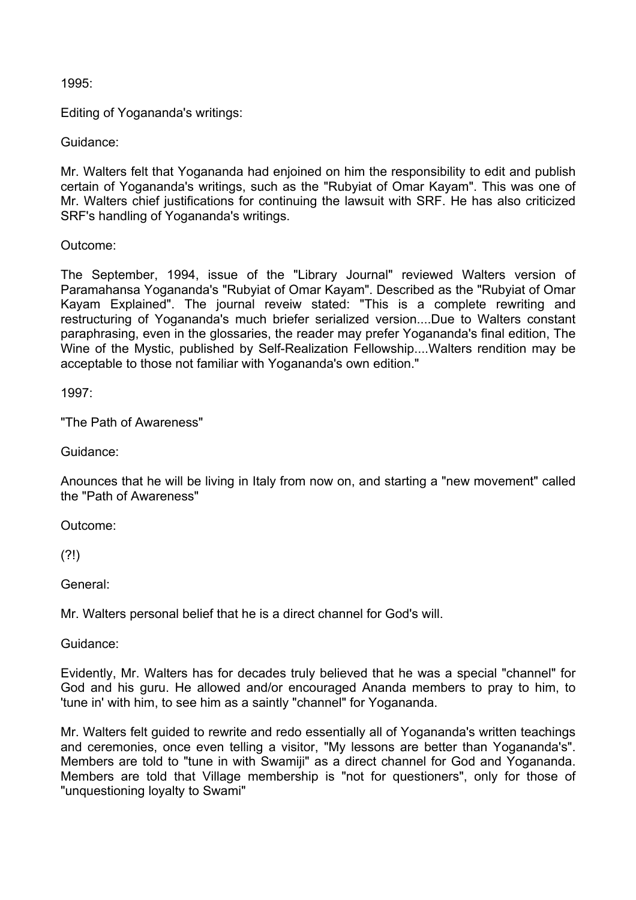1995:

Editing of Yogananda's writings:

Guidance:

Mr. Walters felt that Yogananda had enjoined on him the responsibility to edit and publish certain of Yogananda's writings, such as the "Rubyiat of Omar Kayam". This was one of Mr. Walters chief justifications for continuing the lawsuit with SRF. He has also criticized SRF's handling of Yogananda's writings.

Outcome:

The September, 1994, issue of the "Library Journal" reviewed Walters version of Paramahansa Yogananda's "Rubyiat of Omar Kayam". Described as the "Rubyiat of Omar Kayam Explained". The journal reveiw stated: "This is a complete rewriting and restructuring of Yogananda's much briefer serialized version....Due to Walters constant paraphrasing, even in the glossaries, the reader may prefer Yogananda's final edition, The Wine of the Mystic, published by Self-Realization Fellowship....Walters rendition may be acceptable to those not familiar with Yogananda's own edition."

1997:

"The Path of Awareness"

Guidance:

Anounces that he will be living in Italy from now on, and starting a "new movement" called the "Path of Awareness"

Outcome:

(?!)

General:

Mr. Walters personal belief that he is a direct channel for God's will.

Guidance:

Evidently, Mr. Walters has for decades truly believed that he was a special "channel" for God and his guru. He allowed and/or encouraged Ananda members to pray to him, to 'tune in' with him, to see him as a saintly "channel" for Yogananda.

Mr. Walters felt guided to rewrite and redo essentially all of Yogananda's written teachings and ceremonies, once even telling a visitor, "My lessons are better than Yogananda's". Members are told to "tune in with Swamiji" as a direct channel for God and Yogananda. Members are told that Village membership is "not for questioners", only for those of "unquestioning loyalty to Swami"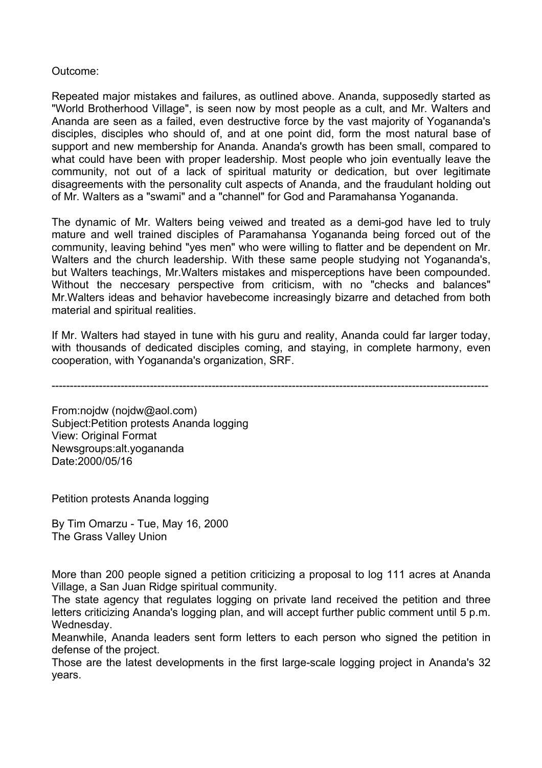Outcome:

Repeated major mistakes and failures, as outlined above. Ananda, supposedly started as "World Brotherhood Village", is seen now by most people as a cult, and Mr. Walters and Ananda are seen as a failed, even destructive force by the vast majority of Yogananda's disciples, disciples who should of, and at one point did, form the most natural base of support and new membership for Ananda. Ananda's growth has been small, compared to what could have been with proper leadership. Most people who join eventually leave the community, not out of a lack of spiritual maturity or dedication, but over legitimate disagreements with the personality cult aspects of Ananda, and the fraudulant holding out of Mr. Walters as a "swami" and a "channel" for God and Paramahansa Yogananda.

The dynamic of Mr. Walters being veiwed and treated as a demi-god have led to truly mature and well trained disciples of Paramahansa Yogananda being forced out of the community, leaving behind "yes men" who were willing to flatter and be dependent on Mr. Walters and the church leadership. With these same people studying not Yogananda's, but Walters teachings, Mr.Walters mistakes and misperceptions have been compounded. Without the neccesary perspective from criticism, with no "checks and balances" Mr.Walters ideas and behavior havebecome increasingly bizarre and detached from both material and spiritual realities.

If Mr. Walters had stayed in tune with his guru and reality, Ananda could far larger today, with thousands of dedicated disciples coming, and staying, in complete harmony, even cooperation, with Yogananda's organization, SRF.

---

From:nojdw (nojdw@aol.com)
Subject:Petition protests Ananda logging
View: Original Format
Newsgroups:alt.yogananda
Date:2000/05/16

Petition protests Ananda logging

By Tim Omarzu - Tue, May 16, 2000
The Grass Valley Union

More than 200 people signed a petition criticizing a proposal to log 111 acres at Ananda Village, a San Juan Ridge spiritual community.
The state agency that regulates logging on private land received the petition and three letters criticizing Ananda's logging plan, and will accept further public comment until 5 p.m. Wednesday.
Meanwhile, Ananda leaders sent form letters to each person who signed the petition in defense of the project.
Those are the latest developments in the first large-scale logging project in Ananda's 32 years.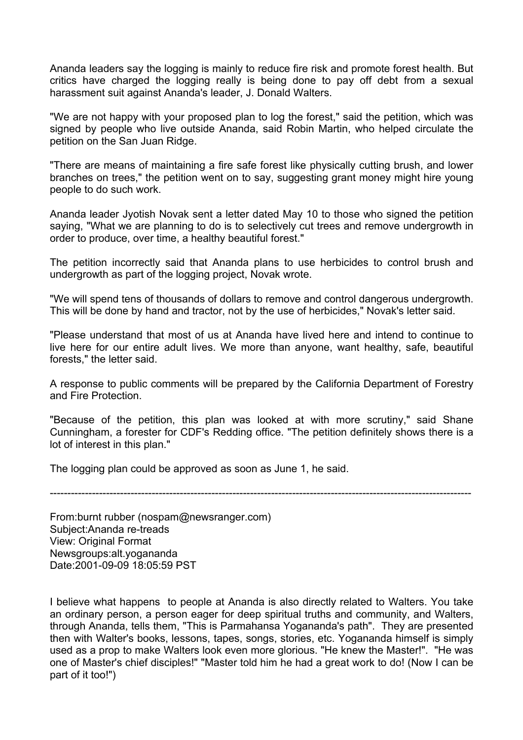Ananda leaders say the logging is mainly to reduce fire risk and promote forest health. But critics have charged the logging really is being done to pay off debt from a sexual harassment suit against Ananda's leader, J. Donald Walters.

"We are not happy with your proposed plan to log the forest," said the petition, which was signed by people who live outside Ananda, said Robin Martin, who helped circulate the petition on the San Juan Ridge.

"There are means of maintaining a fire safe forest like physically cutting brush, and lower branches on trees," the petition went on to say, suggesting grant money might hire young people to do such work.

Ananda leader Jyotish Novak sent a letter dated May 10 to those who signed the petition saying, "What we are planning to do is to selectively cut trees and remove undergrowth in order to produce, over time, a healthy beautiful forest."

The petition incorrectly said that Ananda plans to use herbicides to control brush and undergrowth as part of the logging project, Novak wrote.

"We will spend tens of thousands of dollars to remove and control dangerous undergrowth. This will be done by hand and tractor, not by the use of herbicides," Novak's letter said.

"Please understand that most of us at Ananda have lived here and intend to continue to live here for our entire adult lives. We more than anyone, want healthy, safe, beautiful forests," the letter said.

A response to public comments will be prepared by the California Department of Forestry and Fire Protection.

"Because of the petition, this plan was looked at with more scrutiny," said Shane Cunningham, a forester for CDF's Redding office. "The petition definitely shows there is a lot of interest in this plan."

The logging plan could be approved as soon as June 1, he said.

---

From:burnt rubber (nospam@newsranger.com)
Subject:Ananda re-treads
View: Original Format
Newsgroups:alt.yogananda
Date:2001-09-09 18:05:59 PST

I believe what happens to people at Ananda is also directly related to Walters. You take an ordinary person, a person eager for deep spiritual truths and community, and Walters, through Ananda, tells them, "This is Parmahansa Yogananda's path". They are presented then with Walter's books, lessons, tapes, songs, stories, etc. Yogananda himself is simply used as a prop to make Walters look even more glorious. "He knew the Master!". "He was one of Master's chief disciples!" "Master told him he had a great work to do! (Now I can be part of it too!")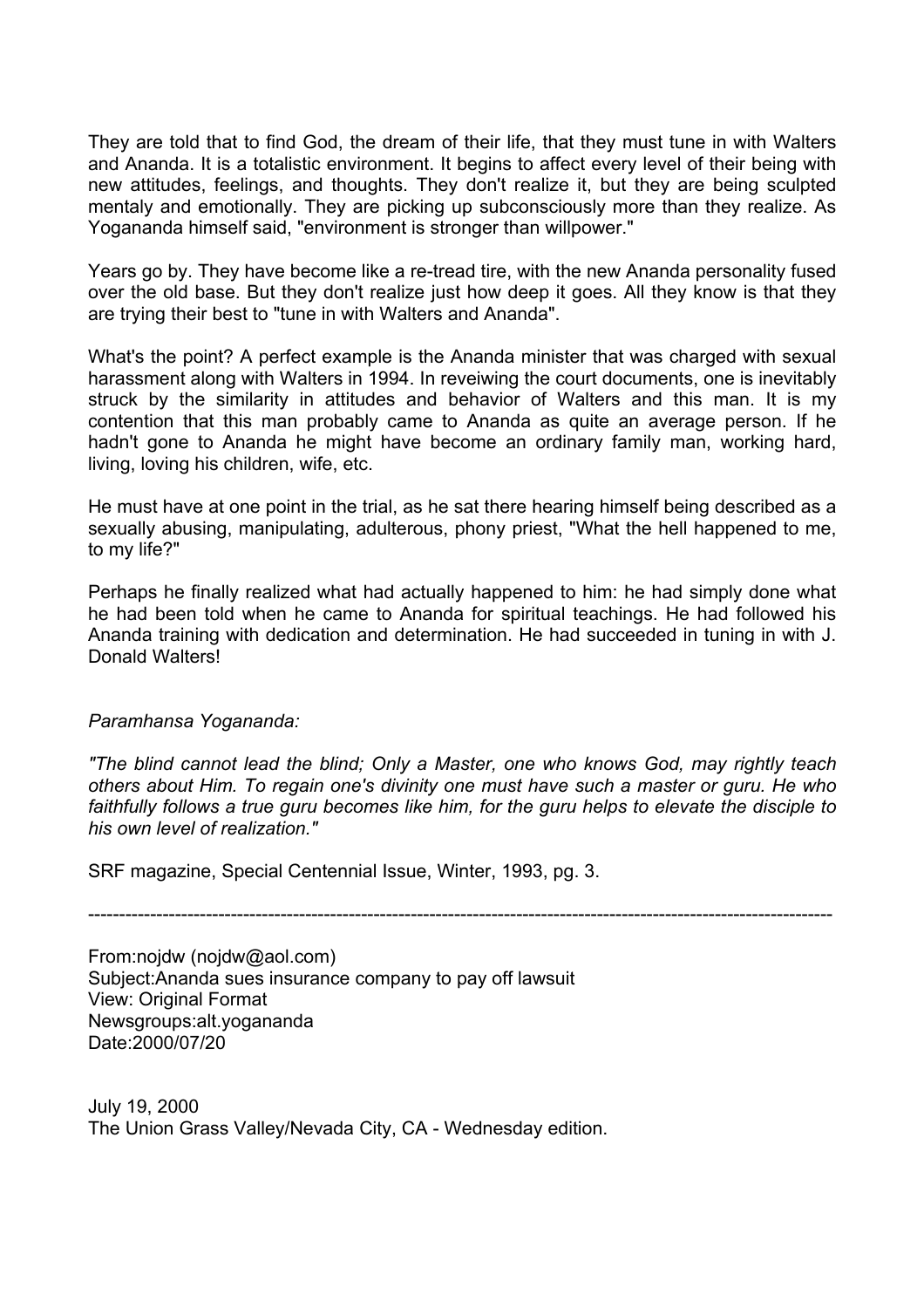They are told that to find God, the dream of their life, that they must tune in with Walters and Ananda. It is a totalistic environment. It begins to affect every level of their being with new attitudes, feelings, and thoughts. They don't realize it, but they are being sculpted mentaly and emotionally. They are picking up subconsciously more than they realize. As Yogananda himself said, "environment is stronger than willpower."

Years go by. They have become like a re-tread tire, with the new Ananda personality fused over the old base. But they don't realize just how deep it goes. All they know is that they are trying their best to "tune in with Walters and Ananda".

What's the point? A perfect example is the Ananda minister that was charged with sexual harassment along with Walters in 1994. In reveiwing the court documents, one is inevitably struck by the similarity in attitudes and behavior of Walters and this man. It is my contention that this man probably came to Ananda as quite an average person. If he hadn't gone to Ananda he might have become an ordinary family man, working hard, living, loving his children, wife, etc.

He must have at one point in the trial, as he sat there hearing himself being described as a sexually abusing, manipulating, adulterous, phony priest, "What the hell happened to me, to my life?"

Perhaps he finally realized what had actually happened to him: he had simply done what he had been told when he came to Ananda for spiritual teachings. He had followed his Ananda training with dedication and determination. He had succeeded in tuning in with J. Donald Walters!

*Paramhansa Yogananda:*

*"The blind cannot lead the blind; Only a Master, one who knows God, may rightly teach others about Him. To regain one's divinity one must have such a master or guru. He who faithfully follows a true guru becomes like him, for the guru helps to elevate the disciple to his own level of realization."*

SRF magazine, Special Centennial Issue, Winter, 1993, pg. 3.

---

From:nojdw (nojdw@aol.com)
Subject:Ananda sues insurance company to pay off lawsuit
View: Original Format
Newsgroups:alt.yogananda
Date:2000/07/20

July 19, 2000
The Union Grass Valley/Nevada City, CA - Wednesday edition.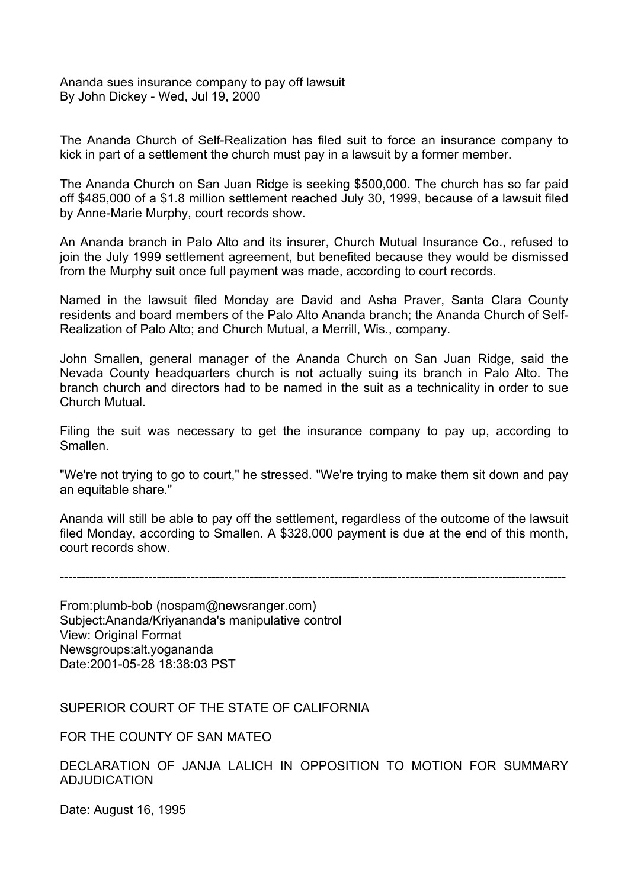Ananda sues insurance company to pay off lawsuit
By John Dickey - Wed, Jul 19, 2000

The Ananda Church of Self-Realization has filed suit to force an insurance company to kick in part of a settlement the church must pay in a lawsuit by a former member.

The Ananda Church on San Juan Ridge is seeking $500,000. The church has so far paid off $485,000 of a $1.8 million settlement reached July 30, 1999, because of a lawsuit filed by Anne-Marie Murphy, court records show.

An Ananda branch in Palo Alto and its insurer, Church Mutual Insurance Co., refused to join the July 1999 settlement agreement, but benefited because they would be dismissed from the Murphy suit once full payment was made, according to court records.

Named in the lawsuit filed Monday are David and Asha Praver, Santa Clara County residents and board members of the Palo Alto Ananda branch; the Ananda Church of Self-Realization of Palo Alto; and Church Mutual, a Merrill, Wis., company.

John Smallen, general manager of the Ananda Church on San Juan Ridge, said the Nevada County headquarters church is not actually suing its branch in Palo Alto. The branch church and directors had to be named in the suit as a technicality in order to sue Church Mutual.

Filing the suit was necessary to get the insurance company to pay up, according to Smallen.

"We're not trying to go to court," he stressed. "We're trying to make them sit down and pay an equitable share."

Ananda will still be able to pay off the settlement, regardless of the outcome of the lawsuit filed Monday, according to Smallen. A $328,000 payment is due at the end of this month, court records show.

---

From:plumb-bob (nospam@newsranger.com)
Subject:Ananda/Kriyananda's manipulative control
View: Original Format
Newsgroups:alt.yogananda
Date:2001-05-28 18:38:03 PST

SUPERIOR COURT OF THE STATE OF CALIFORNIA

FOR THE COUNTY OF SAN MATEO

DECLARATION OF JANJA LALICH IN OPPOSITION TO MOTION FOR SUMMARY ADJUDICATION

Date: August 16, 1995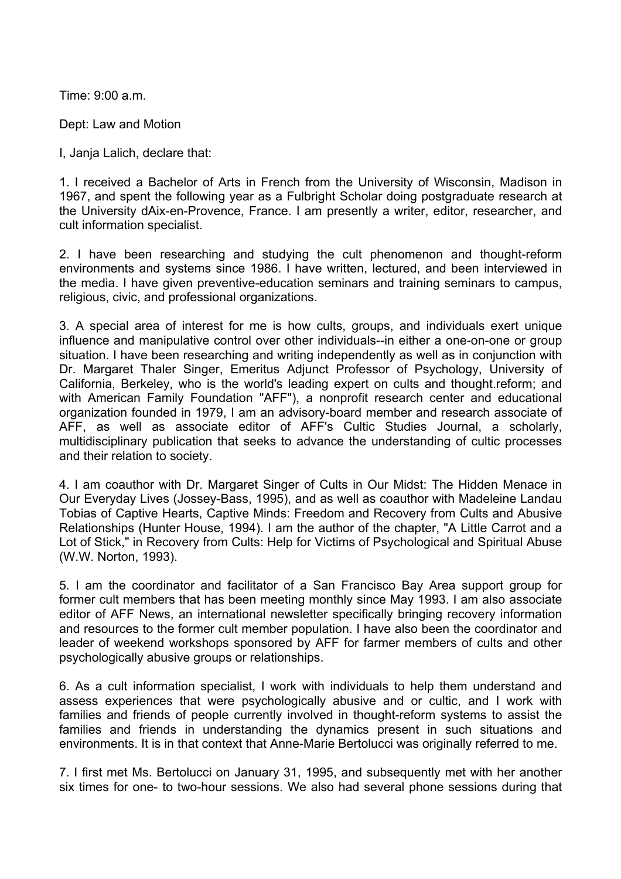Time: 9:00 a.m.

Dept: Law and Motion

I, Janja Lalich, declare that:

1. I received a Bachelor of Arts in French from the University of Wisconsin, Madison in 1967, and spent the following year as a Fulbright Scholar doing postgraduate research at the University dAix-en-Provence, France. I am presently a writer, editor, researcher, and cult information specialist.

2. I have been researching and studying the cult phenomenon and thought-reform environments and systems since 1986. I have written, lectured, and been interviewed in the media. I have given preventive-education seminars and training seminars to campus, religious, civic, and professional organizations.

3. A special area of interest for me is how cults, groups, and individuals exert unique influence and manipulative control over other individuals--in either a one-on-one or group situation. I have been researching and writing independently as well as in conjunction with Dr. Margaret Thaler Singer, Emeritus Adjunct Professor of Psychology, University of California, Berkeley, who is the world's leading expert on cults and thought.reform; and with American Family Foundation "AFF"), a nonprofit research center and educational organization founded in 1979, I am an advisory-board member and research associate of AFF, as well as associate editor of AFF's Cultic Studies Journal, a scholarly, multidisciplinary publication that seeks to advance the understanding of cultic processes and their relation to society.

4. I am coauthor with Dr. Margaret Singer of Cults in Our Midst: The Hidden Menace in Our Everyday Lives (Jossey-Bass, 1995), and as well as coauthor with Madeleine Landau Tobias of Captive Hearts, Captive Minds: Freedom and Recovery from Cults and Abusive Relationships (Hunter House, 1994). I am the author of the chapter, "A Little Carrot and a Lot of Stick," in Recovery from Cults: Help for Victims of Psychological and Spiritual Abuse (W.W. Norton, 1993).

5. I am the coordinator and facilitator of a San Francisco Bay Area support group for former cult members that has been meeting monthly since May 1993. I am also associate editor of AFF News, an international newsletter specifically bringing recovery information and resources to the former cult member population. I have also been the coordinator and leader of weekend workshops sponsored by AFF for farmer members of cults and other psychologically abusive groups or relationships.

6. As a cult information specialist, I work with individuals to help them understand and assess experiences that were psychologically abusive and or cultic, and I work with families and friends of people currently involved in thought-reform systems to assist the families and friends in understanding the dynamics present in such situations and environments. It is in that context that Anne-Marie Bertolucci was originally referred to me.

7. I first met Ms. Bertolucci on January 31, 1995, and subsequently met with her another six times for one- to two-hour sessions. We also had several phone sessions during that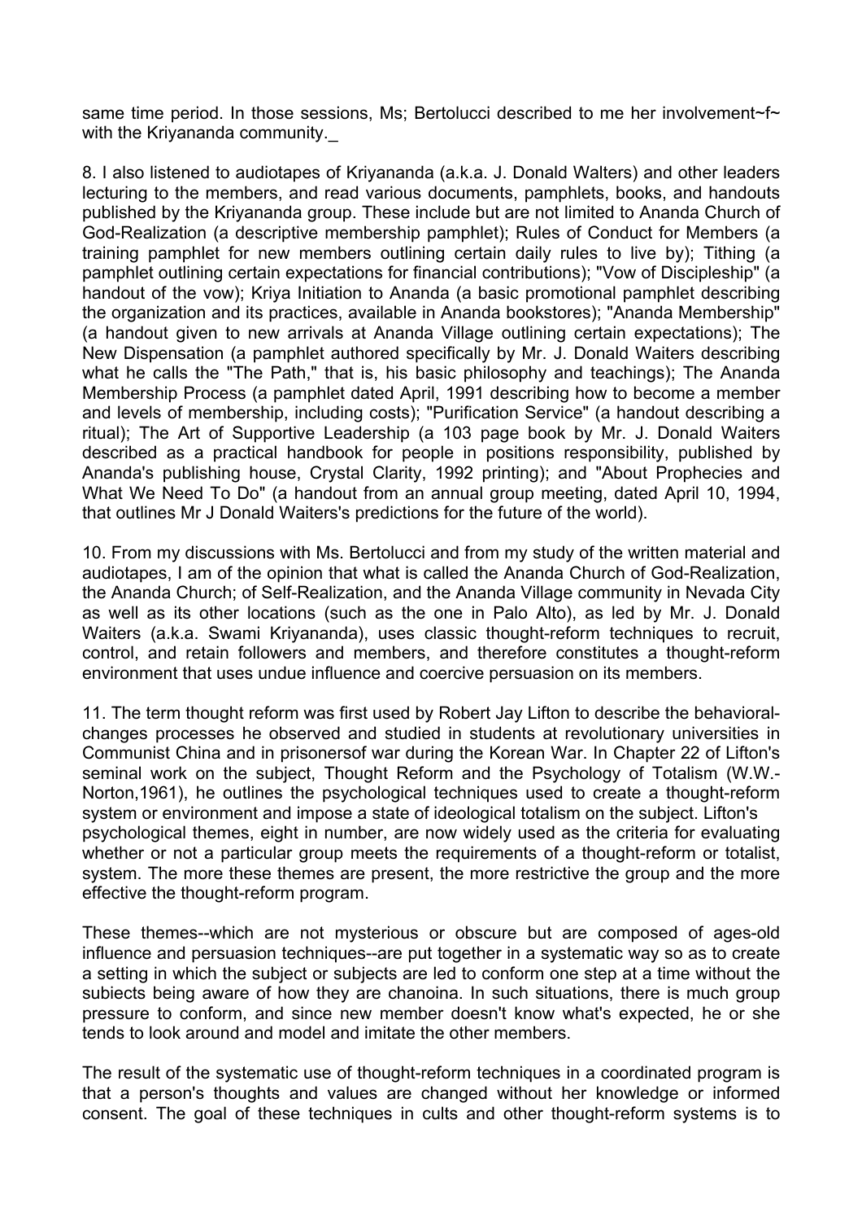same time period. In those sessions, Ms; Bertolucci described to me her involvement~f~ with the Kriyananda community._

8. I also listened to audiotapes of Kriyananda (a.k.a. J. Donald Walters) and other leaders lecturing to the members, and read various documents, pamphlets, books, and handouts published by the Kriyananda group. These include but are not limited to Ananda Church of God-Realization (a descriptive membership pamphlet); Rules of Conduct for Members (a training pamphlet for new members outlining certain daily rules to live by); Tithing (a pamphlet outlining certain expectations for financial contributions); "Vow of Discipleship" (a handout of the vow); Kriya Initiation to Ananda (a basic promotional pamphlet describing the organization and its practices, available in Ananda bookstores); "Ananda Membership" (a handout given to new arrivals at Ananda Village outlining certain expectations); The New Dispensation (a pamphlet authored specifically by Mr. J. Donald Waiters describing what he calls the "The Path," that is, his basic philosophy and teachings); The Ananda Membership Process (a pamphlet dated April, 1991 describing how to become a member and levels of membership, including costs); "Purification Service" (a handout describing a ritual); The Art of Supportive Leadership (a 103 page book by Mr. J. Donald Waiters described as a practical handbook for people in positions responsibility, published by Ananda's publishing house, Crystal Clarity, 1992 printing); and "About Prophecies and What We Need To Do" (a handout from an annual group meeting, dated April 10, 1994, that outlines Mr J Donald Waiters's predictions for the future of the world).

10. From my discussions with Ms. Bertolucci and from my study of the written material and audiotapes, I am of the opinion that what is called the Ananda Church of God-Realization, the Ananda Church; of Self-Realization, and the Ananda Village community in Nevada City as well as its other locations (such as the one in Palo Alto), as led by Mr. J. Donald Waiters (a.k.a. Swami Kriyananda), uses classic thought-reform techniques to recruit, control, and retain followers and members, and therefore constitutes a thought-reform environment that uses undue influence and coercive persuasion on its members.

11. The term thought reform was first used by Robert Jay Lifton to describe the behavioral-changes processes he observed and studied in students at revolutionary universities in Communist China and in prisonersof war during the Korean War. In Chapter 22 of Lifton's seminal work on the subject, Thought Reform and the Psychology of Totalism (W.W.-Norton,1961), he outlines the psychological techniques used to create a thought-reform system or environment and impose a state of ideological totalism on the subject. Lifton's psychological themes, eight in number, are now widely used as the criteria for evaluating whether or not a particular group meets the requirements of a thought-reform or totalist, system. The more these themes are present, the more restrictive the group and the more effective the thought-reform program.

These themes--which are not mysterious or obscure but are composed of ages-old influence and persuasion techniques--are put together in a systematic way so as to create a setting in which the subject or subjects are led to conform one step at a time without the subiects being aware of how they are chanoina. In such situations, there is much group pressure to conform, and since new member doesn't know what's expected, he or she tends to look around and model and imitate the other members.

The result of the systematic use of thought-reform techniques in a coordinated program is that a person's thoughts and values are changed without her knowledge or informed consent. The goal of these techniques in cults and other thought-reform systems is to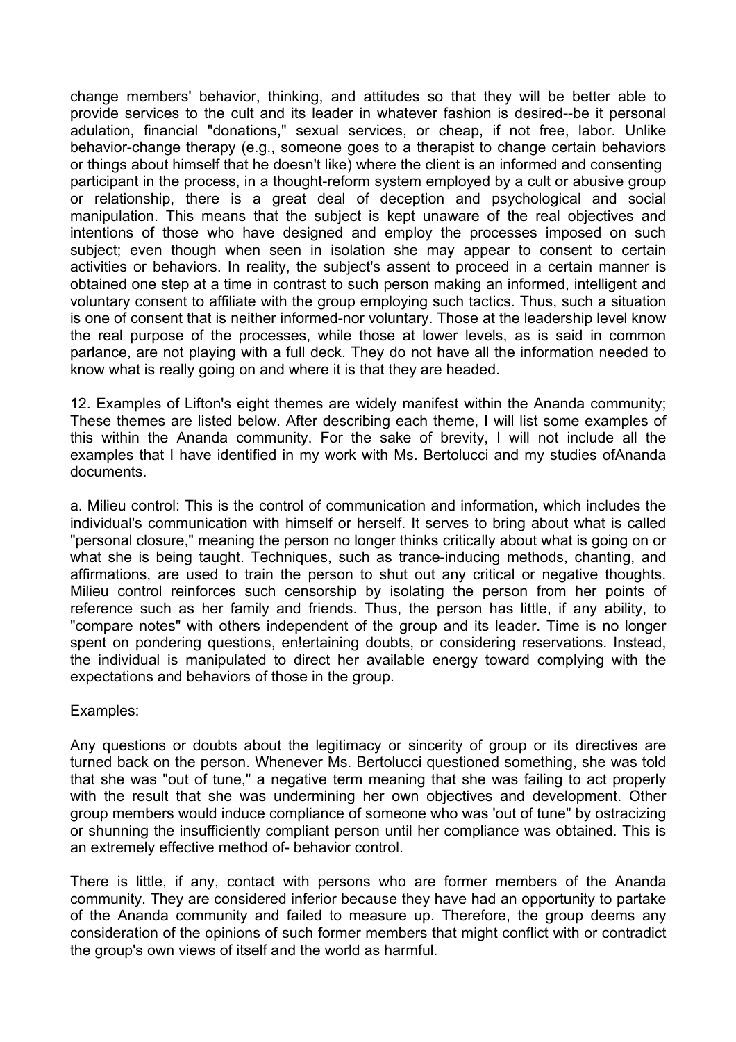change members' behavior, thinking, and attitudes so that they will be better able to provide services to the cult and its leader in whatever fashion is desired--be it personal adulation, financial "donations," sexual services, or cheap, if not free, labor. Unlike behavior-change therapy (e.g., someone goes to a therapist to change certain behaviors or things about himself that he doesn't like) where the client is an informed and consenting participant in the process, in a thought-reform system employed by a cult or abusive group or relationship, there is a great deal of deception and psychological and social manipulation. This means that the subject is kept unaware of the real objectives and intentions of those who have designed and employ the processes imposed on such subject; even though when seen in isolation she may appear to consent to certain activities or behaviors. In reality, the subject's assent to proceed in a certain manner is obtained one step at a time in contrast to such person making an informed, intelligent and voluntary consent to affiliate with the group employing such tactics. Thus, such a situation is one of consent that is neither informed-nor voluntary. Those at the leadership level know the real purpose of the processes, while those at lower levels, as is said in common parlance, are not playing with a full deck. They do not have all the information needed to know what is really going on and where it is that they are headed.

12. Examples of Lifton's eight themes are widely manifest within the Ananda community; These themes are listed below. After describing each theme, I will list some examples of this within the Ananda community. For the sake of brevity, I will not include all the examples that I have identified in my work with Ms. Bertolucci and my studies ofAnanda documents.

a. Milieu control: This is the control of communication and information, which includes the individual's communication with himself or herself. It serves to bring about what is called "personal closure," meaning the person no longer thinks critically about what is going on or what she is being taught. Techniques, such as trance-inducing methods, chanting, and affirmations, are used to train the person to shut out any critical or negative thoughts. Milieu control reinforces such censorship by isolating the person from her points of reference such as her family and friends. Thus, the person has little, if any ability, to "compare notes" with others independent of the group and its leader. Time is no longer spent on pondering questions, en!ertaining doubts, or considering reservations. Instead, the individual is manipulated to direct her available energy toward complying with the expectations and behaviors of those in the group.

Examples:

Any questions or doubts about the legitimacy or sincerity of group or its directives are turned back on the person. Whenever Ms. Bertolucci questioned something, she was told that she was "out of tune," a negative term meaning that she was failing to act properly with the result that she was undermining her own objectives and development. Other group members would induce compliance of someone who was 'out of tune" by ostracizing or shunning the insufficiently compliant person until her compliance was obtained. This is an extremely effective method of- behavior control.

There is little, if any, contact with persons who are former members of the Ananda community. They are considered inferior because they have had an opportunity to partake of the Ananda community and failed to measure up. Therefore, the group deems any consideration of the opinions of such former members that might conflict with or contradict the group's own views of itself and the world as harmful.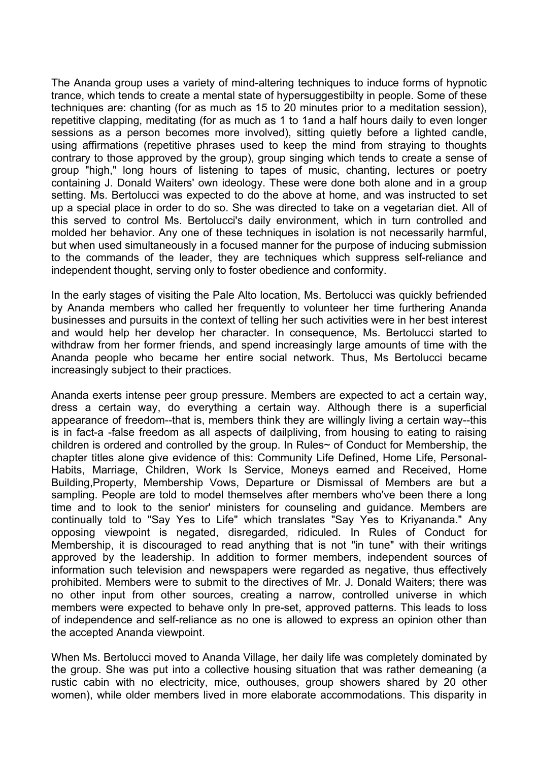The Ananda group uses a variety of mind-altering techniques to induce forms of hypnotic trance, which tends to create a mental state of hypersuggestibilty in people. Some of these techniques are: chanting (for as much as 15 to 20 minutes prior to a meditation session), repetitive clapping, meditating (for as much as 1 to 1and a half hours daily to even longer sessions as a person becomes more involved), sitting quietly before a lighted candle, using affirmations (repetitive phrases used to keep the mind from straying to thoughts contrary to those approved by the group), group singing which tends to create a sense of group "high," long hours of listening to tapes of music, chanting, lectures or poetry containing J. Donald Waiters' own ideology. These were done both alone and in a group setting. Ms. Bertolucci was expected to do the above at home, and was instructed to set up a special place in order to do so. She was directed to take on a vegetarian diet. All of this served to control Ms. Bertolucci's daily environment, which in turn controlled and molded her behavior. Any one of these techniques in isolation is not necessarily harmful, but when used simultaneously in a focused manner for the purpose of inducing submission to the commands of the leader, they are techniques which suppress self-reliance and independent thought, serving only to foster obedience and conformity.

In the early stages of visiting the Pale Alto location, Ms. Bertolucci was quickly befriended by Ananda members who called her frequently to volunteer her time furthering Ananda businesses and pursuits in the context of telling her such activities were in her best interest and would help her develop her character. In consequence, Ms. Bertolucci started to withdraw from her former friends, and spend increasingly large amounts of time with the Ananda people who became her entire social network. Thus, Ms Bertolucci became increasingly subject to their practices.

Ananda exerts intense peer group pressure. Members are expected to act a certain way, dress a certain way, do everything a certain way. Although there is a superficial appearance of freedom--that is, members think they are willingly living a certain way--this is in fact-a -false freedom as all aspects of dailpliving, from housing to eating to raising children is ordered and controlled by the group. In Rules~ of Conduct for Membership, the chapter titles alone give evidence of this: Community Life Defined, Home Life, Personal-Habits, Marriage, Children, Work Is Service, Moneys earned and Received, Home Building,Property, Membership Vows, Departure or Dismissal of Members are but a sampling. People are told to model themselves after members who've been there a long time and to look to the senior' ministers for counseling and guidance. Members are continually told to "Say Yes to Life" which translates "Say Yes to Kriyananda." Any opposing viewpoint is negated, disregarded, ridiculed. In Rules of Conduct for Membership, it is discouraged to read anything that is not "in tune" with their writings approved by the leadership. In addition to former members, independent sources of information such television and newspapers were regarded as negative, thus effectively prohibited. Members were to submit to the directives of Mr. J. Donald Waiters; there was no other input from other sources, creating a narrow, controlled universe in which members were expected to behave only In pre-set, approved patterns. This leads to loss of independence and self-reliance as no one is allowed to express an opinion other than the accepted Ananda viewpoint.

When Ms. Bertolucci moved to Ananda Village, her daily life was completely dominated by the group. She was put into a collective housing situation that was rather demeaning (a rustic cabin with no electricity, mice, outhouses, group showers shared by 20 other women), while older members lived in more elaborate accommodations. This disparity in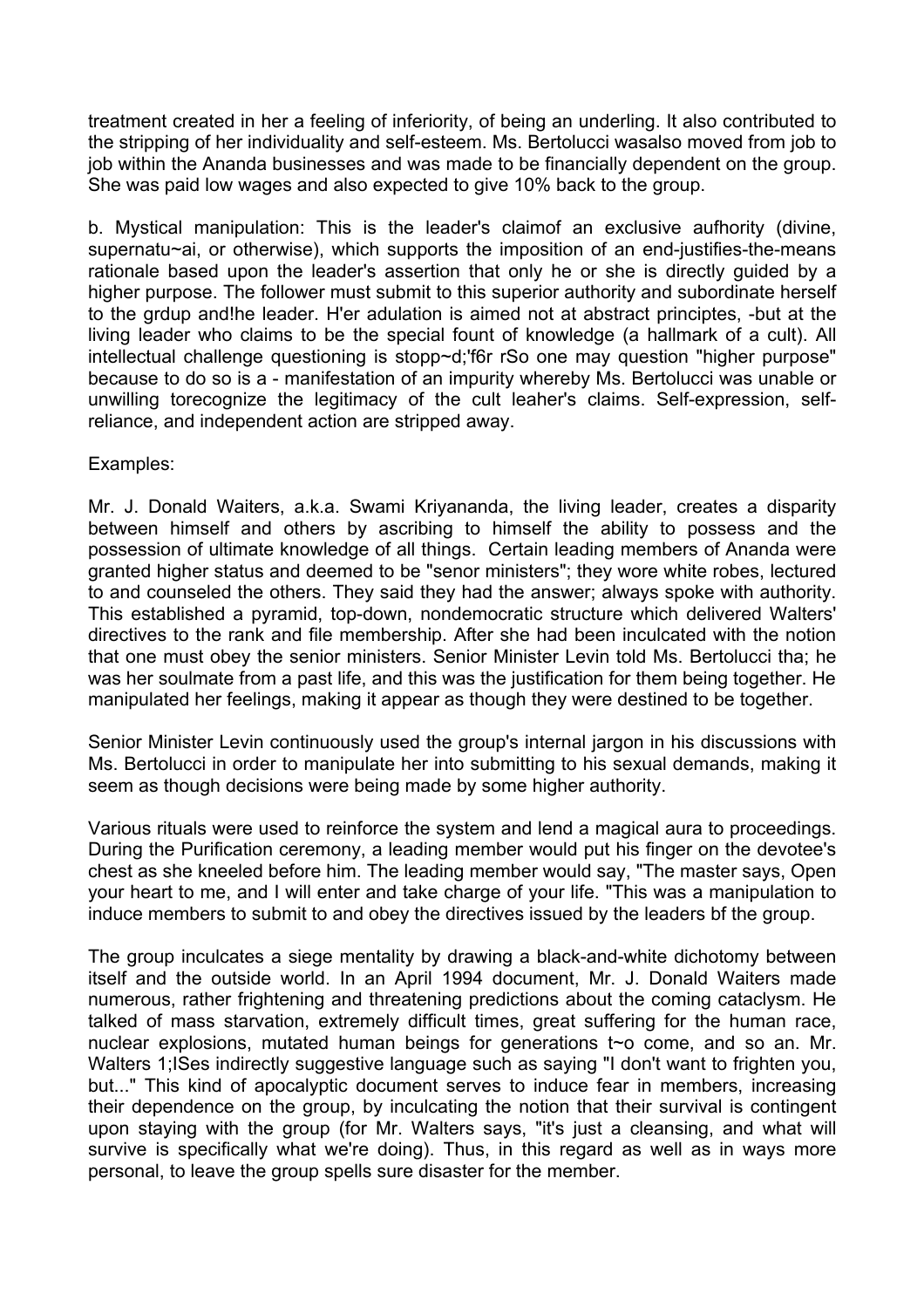treatment created in her a feeling of inferiority, of being an underling. It also contributed to the stripping of her individuality and self-esteem. Ms. Bertolucci wasalso moved from job to job within the Ananda businesses and was made to be financially dependent on the group. She was paid low wages and also expected to give 10% back to the group.

b. Mystical manipulation: This is the leader's claimof an exclusive aufhority (divine, supernatu~ai, or otherwise), which supports the imposition of an end-justifies-the-means rationale based upon the leader's assertion that only he or she is directly guided by a higher purpose. The follower must submit to this superior authority and subordinate herself to the grdup and!he leader. H'er adulation is aimed not at abstract principtes, -but at the living leader who claims to be the special fount of knowledge (a hallmark of a cult). All intellectual challenge questioning is stopp~d;'f6r rSo one may question "higher purpose" because to do so is a - manifestation of an impurity whereby Ms. Bertolucci was unable or unwilling torecognize the legitimacy of the cult leaher's claims. Self-expression, self-reliance, and independent action are stripped away.

Examples:

Mr. J. Donald Waiters, a.k.a. Swami Kriyananda, the living leader, creates a disparity between himself and others by ascribing to himself the ability to possess and the possession of ultimate knowledge of all things. Certain leading members of Ananda were granted higher status and deemed to be "senor ministers"; they wore white robes, lectured to and counseled the others. They said they had the answer; always spoke with authority. This established a pyramid, top-down, nondemocratic structure which delivered Walters' directives to the rank and file membership. After she had been inculcated with the notion that one must obey the senior ministers. Senior Minister Levin told Ms. Bertolucci tha; he was her soulmate from a past life, and this was the justification for them being together. He manipulated her feelings, making it appear as though they were destined to be together.

Senior Minister Levin continuously used the group's internal jargon in his discussions with Ms. Bertolucci in order to manipulate her into submitting to his sexual demands, making it seem as though decisions were being made by some higher authority.

Various rituals were used to reinforce the system and lend a magical aura to proceedings. During the Purification ceremony, a leading member would put his finger on the devotee's chest as she kneeled before him. The leading member would say, "The master says, Open your heart to me, and I will enter and take charge of your life. "This was a manipulation to induce members to submit to and obey the directives issued by the leaders bf the group.

The group inculcates a siege mentality by drawing a black-and-white dichotomy between itself and the outside world. In an April 1994 document, Mr. J. Donald Waiters made numerous, rather frightening and threatening predictions about the coming cataclysm. He talked of mass starvation, extremely difficult times, great suffering for the human race, nuclear explosions, mutated human beings for generations t~o come, and so an. Mr. Walters 1;ISes indirectly suggestive language such as saying "I don't want to frighten you, but..." This kind of apocalyptic document serves to induce fear in members, increasing their dependence on the group, by inculcating the notion that their survival is contingent upon staying with the group (for Mr. Walters says, "it's just a cleansing, and what will survive is specifically what we're doing). Thus, in this regard as well as in ways more personal, to leave the group spells sure disaster for the member.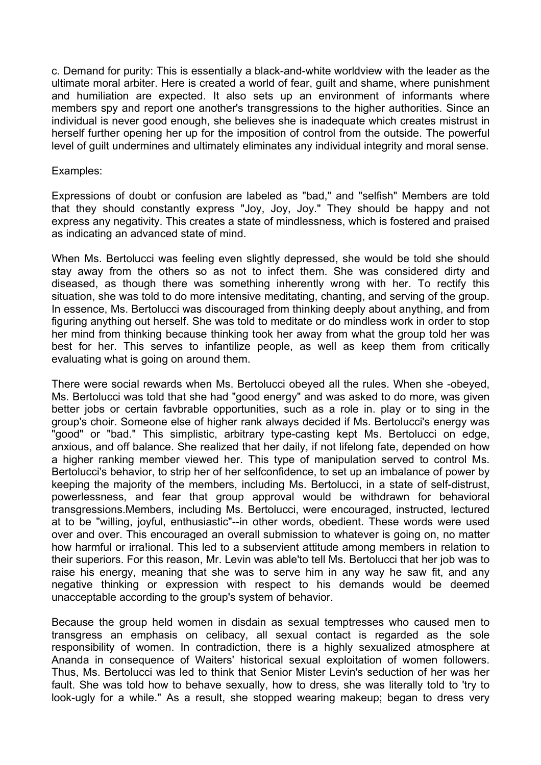c. Demand for purity: This is essentially a black-and-white worldview with the leader as the ultimate moral arbiter. Here is created a world of fear, guilt and shame, where punishment and humiliation are expected. It also sets up an environment of informants where members spy and report one another's transgressions to the higher authorities. Since an individual is never good enough, she believes she is inadequate which creates mistrust in herself further opening her up for the imposition of control from the outside. The powerful level of guilt undermines and ultimately eliminates any individual integrity and moral sense.

Examples:

Expressions of doubt or confusion are labeled as "bad," and "selfish" Members are told that they should constantly express "Joy, Joy, Joy." They should be happy and not express any negativity. This creates a state of mindlessness, which is fostered and praised as indicating an advanced state of mind.

When Ms. Bertolucci was feeling even slightly depressed, she would be told she should stay away from the others so as not to infect them. She was considered dirty and diseased, as though there was something inherently wrong with her. To rectify this situation, she was told to do more intensive meditating, chanting, and serving of the group. In essence, Ms. Bertolucci was discouraged from thinking deeply about anything, and from figuring anything out herself. She was told to meditate or do mindless work in order to stop her mind from thinking because thinking took her away from what the group told her was best for her. This serves to infantilize people, as well as keep them from critically evaluating what is going on around them.

There were social rewards when Ms. Bertolucci obeyed all the rules. When she -obeyed, Ms. Bertolucci was told that she had "good energy" and was asked to do more, was given better jobs or certain favbrable opportunities, such as a role in. play or to sing in the group's choir. Someone else of higher rank always decided if Ms. Bertolucci's energy was "good" or "bad." This simplistic, arbitrary type-casting kept Ms. Bertolucci on edge, anxious, and off balance. She realized that her daily, if not lifelong fate, depended on how a higher ranking member viewed her. This type of manipulation served to control Ms. Bertolucci's behavior, to strip her of her selfconfidence, to set up an imbalance of power by keeping the majority of the members, including Ms. Bertolucci, in a state of self-distrust, powerlessness, and fear that group approval would be withdrawn for behavioral transgressions.Members, including Ms. Bertolucci, were encouraged, instructed, lectured at to be "willing, joyful, enthusiastic"--in other words, obedient. These words were used over and over. This encouraged an overall submission to whatever is going on, no matter how harmful or irra!ional. This led to a subservient attitude among members in relation to their superiors. For this reason, Mr. Levin was able'to tell Ms. Bertolucci that her job was to raise his energy, meaning that she was to serve him in any way he saw fit, and any negative thinking or expression with respect to his demands would be deemed unacceptable according to the group's system of behavior.

Because the group held women in disdain as sexual temptresses who caused men to transgress an emphasis on celibacy, all sexual contact is regarded as the sole responsibility of women. In contradiction, there is a highly sexualized atmosphere at Ananda in consequence of Waiters' historical sexual exploitation of women followers. Thus, Ms. Bertolucci was led to think that Senior Mister Levin's seduction of her was her fault. She was told how to behave sexually, how to dress, she was literally told to 'try to look-ugly for a while." As a result, she stopped wearing makeup; began to dress very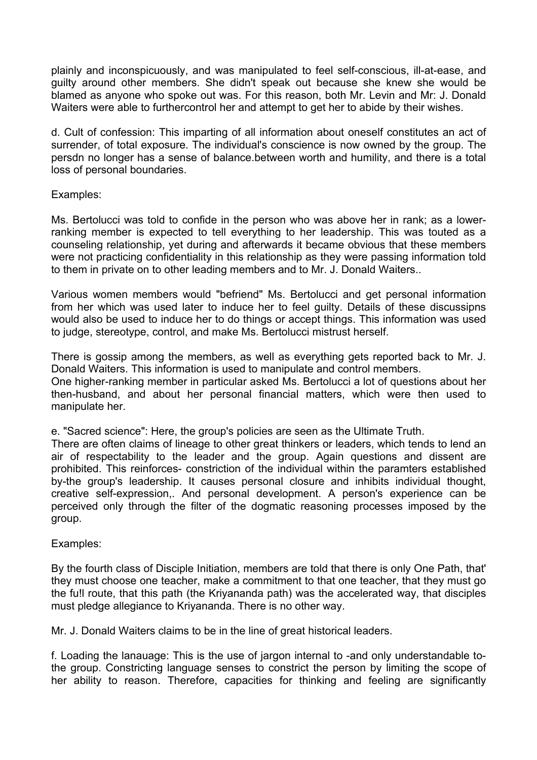plainly and inconspicuously, and was manipulated to feel self-conscious, ill-at-ease, and guilty around other members. She didn't speak out because she knew she would be blamed as anyone who spoke out was. For this reason, both Mr. Levin and Mr: J. Donald Waiters were able to furthercontrol her and attempt to get her to abide by their wishes.

d. Cult of confession: This imparting of all information about oneself constitutes an act of surrender, of total exposure. The individual's conscience is now owned by the group. The persdn no longer has a sense of balance.between worth and humility, and there is a total loss of personal boundaries.

Examples:

Ms. Bertolucci was told to confide in the person who was above her in rank; as a lower-ranking member is expected to tell everything to her leadership. This was touted as a counseling relationship, yet during and afterwards it became obvious that these members were not practicing confidentiality in this relationship as they were passing information told to them in private on to other leading members and to Mr. J. Donald Waiters..

Various women members would "befriend" Ms. Bertolucci and get personal information from her which was used later to induce her to feel guilty. Details of these discussipns would also be used to induce her to do things or accept things. This information was used to judge, stereotype, control, and make Ms. Bertolucci mistrust herself.

There is gossip among the members, as well as everything gets reported back to Mr. J. Donald Waiters. This information is used to manipulate and control members.
One higher-ranking member in particular asked Ms. Bertolucci a lot of questions about her then-husband, and about her personal financial matters, which were then used to manipulate her.

e. "Sacred science": Here, the group's policies are seen as the Ultimate Truth.
There are often claims of lineage to other great thinkers or leaders, which tends to lend an air of respectability to the leader and the group. Again questions and dissent are prohibited. This reinforces- constriction of the individual within the paramters established by-the group's leadership. It causes personal closure and inhibits individual thought, creative self-expression,. And personal development. A person's experience can be perceived only through the filter of the dogmatic reasoning processes imposed by the group.

Examples:

By the fourth class of Disciple Initiation, members are told that there is only One Path, that' they must choose one teacher, make a commitment to that one teacher, that they must go the fu!l route, that this path (the Kriyananda path) was the accelerated way, that disciples must pledge allegiance to Kriyananda. There is no other way.

Mr. J. Donald Waiters claims to be in the line of great historical leaders.

f. Loading the lanauage: This is the use of jargon internal to -and only understandable to-the group. Constricting language senses to constrict the person by limiting the scope of her ability to reason. Therefore, capacities for thinking and feeling are significantly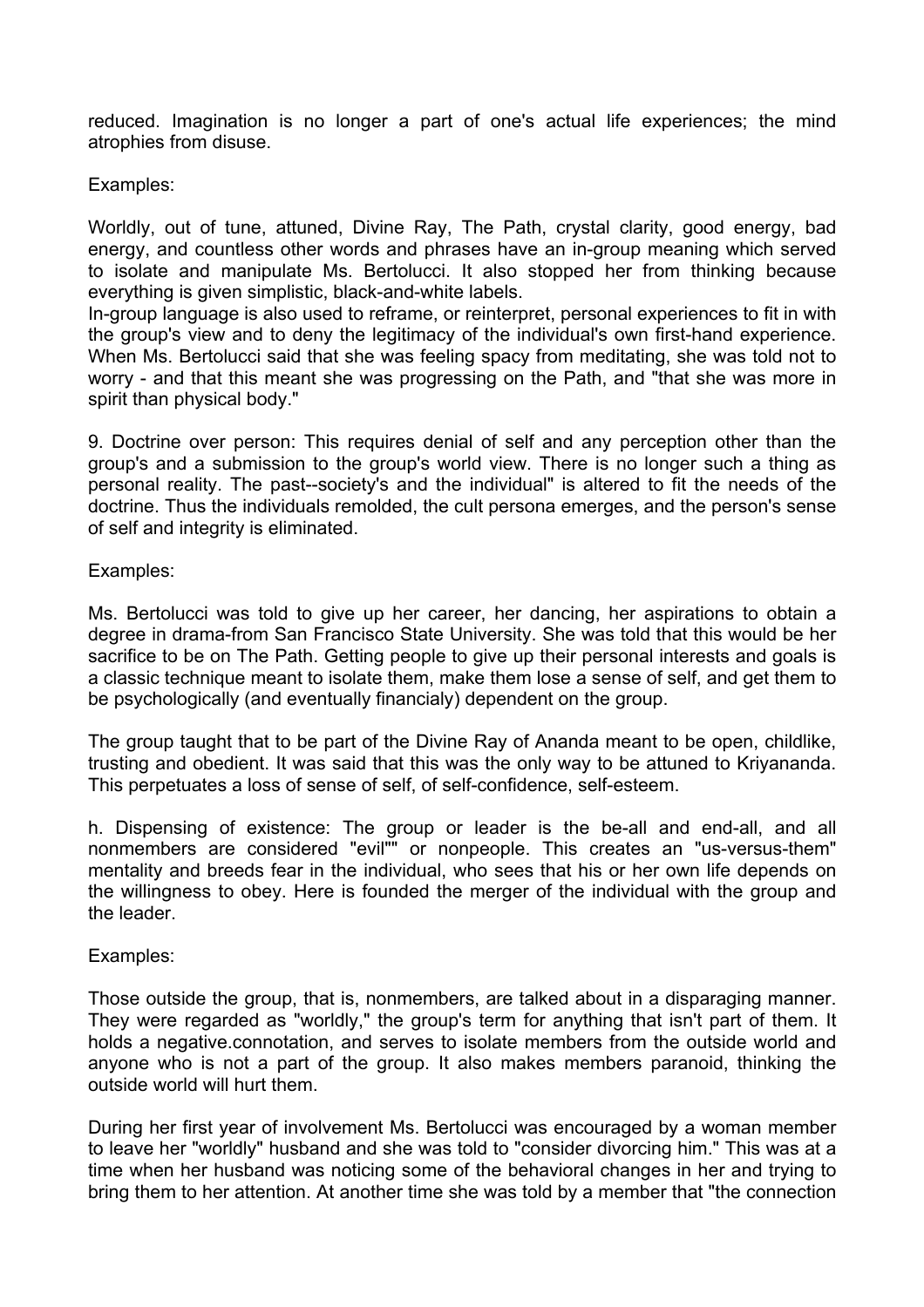reduced. Imagination is no longer a part of one's actual life experiences; the mind atrophies from disuse.

Examples:

Worldly, out of tune, attuned, Divine Ray, The Path, crystal clarity, good energy, bad energy, and countless other words and phrases have an in-group meaning which served to isolate and manipulate Ms. Bertolucci. It also stopped her from thinking because everything is given simplistic, black-and-white labels.
In-group language is also used to reframe, or reinterpret, personal experiences to fit in with the group's view and to deny the legitimacy of the individual's own first-hand experience. When Ms. Bertolucci said that she was feeling spacy from meditating, she was told not to worry - and that this meant she was progressing on the Path, and "that she was more in spirit than physical body."

9. Doctrine over person: This requires denial of self and any perception other than the group's and a submission to the group's world view. There is no longer such a thing as personal reality. The past--society's and the individual" is altered to fit the needs of the doctrine. Thus the individuals remolded, the cult persona emerges, and the person's sense of self and integrity is eliminated.

Examples:

Ms. Bertolucci was told to give up her career, her dancing, her aspirations to obtain a degree in drama-from San Francisco State University. She was told that this would be her sacrifice to be on The Path. Getting people to give up their personal interests and goals is a classic technique meant to isolate them, make them lose a sense of self, and get them to be psychologically (and eventually financialy) dependent on the group.

The group taught that to be part of the Divine Ray of Ananda meant to be open, childlike, trusting and obedient. It was said that this was the only way to be attuned to Kriyananda. This perpetuates a loss of sense of self, of self-confidence, self-esteem.

h. Dispensing of existence: The group or leader is the be-all and end-all, and all nonmembers are considered "evil"" or nonpeople. This creates an "us-versus-them" mentality and breeds fear in the individual, who sees that his or her own life depends on the willingness to obey. Here is founded the merger of the individual with the group and the leader.

Examples:

Those outside the group, that is, nonmembers, are talked about in a disparaging manner. They were regarded as "worldly," the group's term for anything that isn't part of them. It holds a negative.connotation, and serves to isolate members from the outside world and anyone who is not a part of the group. It also makes members paranoid, thinking the outside world will hurt them.

During her first year of involvement Ms. Bertolucci was encouraged by a woman member to leave her "worldly" husband and she was told to "consider divorcing him." This was at a time when her husband was noticing some of the behavioral changes in her and trying to bring them to her attention. At another time she was told by a member that "the connection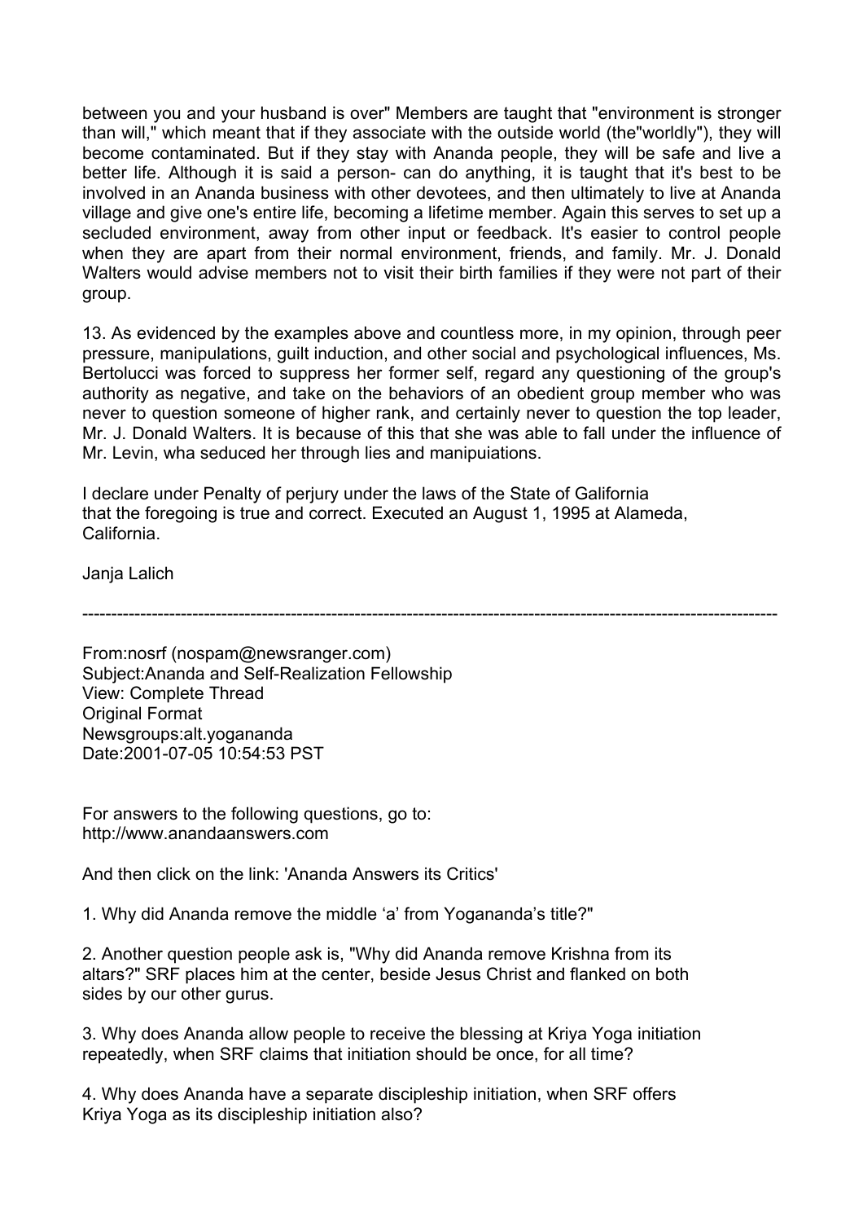between you and your husband is over" Members are taught that "environment is stronger than will," which meant that if they associate with the outside world (the"worldly"), they will become contaminated. But if they stay with Ananda people, they will be safe and live a better life. Although it is said a person- can do anything, it is taught that it's best to be involved in an Ananda business with other devotees, and then ultimately to live at Ananda village and give one's entire life, becoming a lifetime member. Again this serves to set up a secluded environment, away from other input or feedback. It's easier to control people when they are apart from their normal environment, friends, and family. Mr. J. Donald Walters would advise members not to visit their birth families if they were not part of their group.

13. As evidenced by the examples above and countless more, in my opinion, through peer pressure, manipulations, guilt induction, and other social and psychological influences, Ms. Bertolucci was forced to suppress her former self, regard any questioning of the group's authority as negative, and take on the behaviors of an obedient group member who was never to question someone of higher rank, and certainly never to question the top leader, Mr. J. Donald Walters. It is because of this that she was able to fall under the influence of Mr. Levin, wha seduced her through lies and manipuiations.

I declare under Penalty of perjury under the laws of the State of Galifornia
that the foregoing is true and correct. Executed an August 1, 1995 at Alameda, California.

Janja Lalich

---

From:nosrf (nospam@newsranger.com)
Subject:Ananda and Self-Realization Fellowship
View: Complete Thread
Original Format
Newsgroups:alt.yogananda
Date:2001-07-05 10:54:53 PST

For answers to the following questions, go to:
http://www.anandaanswers.com

And then click on the link: 'Ananda Answers its Critics'

1. Why did Ananda remove the middle ‘a’ from Yogananda’s title?"

2. Another question people ask is, "Why did Ananda remove Krishna from its altars?" SRF places him at the center, beside Jesus Christ and flanked on both sides by our other gurus.

3. Why does Ananda allow people to receive the blessing at Kriya Yoga initiation repeatedly, when SRF claims that initiation should be once, for all time?

4. Why does Ananda have a separate discipleship initiation, when SRF offers Kriya Yoga as its discipleship initiation also?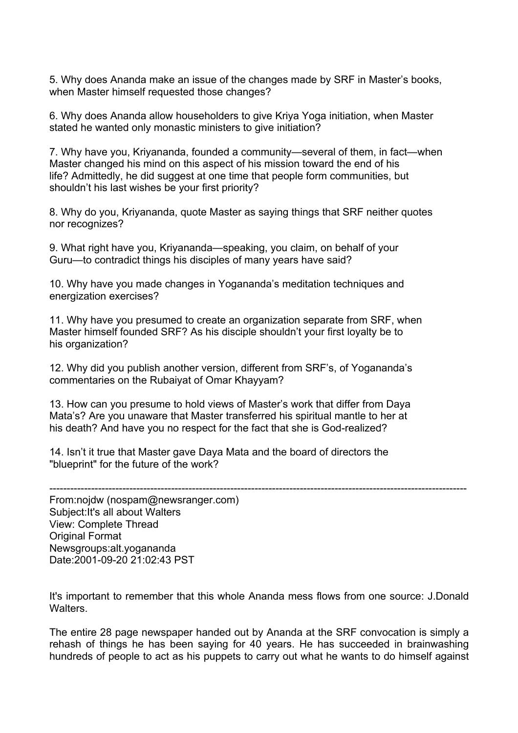5. Why does Ananda make an issue of the changes made by SRF in Master's books, when Master himself requested those changes?

6. Why does Ananda allow householders to give Kriya Yoga initiation, when Master stated he wanted only monastic ministers to give initiation?

7. Why have you, Kriyananda, founded a community—several of them, in fact—when Master changed his mind on this aspect of his mission toward the end of his life? Admittedly, he did suggest at one time that people form communities, but shouldn't his last wishes be your first priority?

8. Why do you, Kriyananda, quote Master as saying things that SRF neither quotes nor recognizes?

9. What right have you, Kriyananda—speaking, you claim, on behalf of your Guru—to contradict things his disciples of many years have said?

10. Why have you made changes in Yogananda's meditation techniques and energization exercises?

11. Why have you presumed to create an organization separate from SRF, when Master himself founded SRF? As his disciple shouldn't your first loyalty be to his organization?

12. Why did you publish another version, different from SRF's, of Yogananda's commentaries on the Rubaiyat of Omar Khayyam?

13. How can you presume to hold views of Master's work that differ from Daya Mata's? Are you unaware that Master transferred his spiritual mantle to her at his death? And have you no respect for the fact that she is God-realized?

14. Isn't it true that Master gave Daya Mata and the board of directors the "blueprint" for the future of the work?

---

From:nojdw (nospam@newsranger.com)
Subject:It's all about Walters
View: Complete Thread
Original Format
Newsgroups:alt.yogananda
Date:2001-09-20 21:02:43 PST

It's important to remember that this whole Ananda mess flows from one source: J.Donald Walters.

The entire 28 page newspaper handed out by Ananda at the SRF convocation is simply a rehash of things he has been saying for 40 years. He has succeeded in brainwashing hundreds of people to act as his puppets to carry out what he wants to do himself against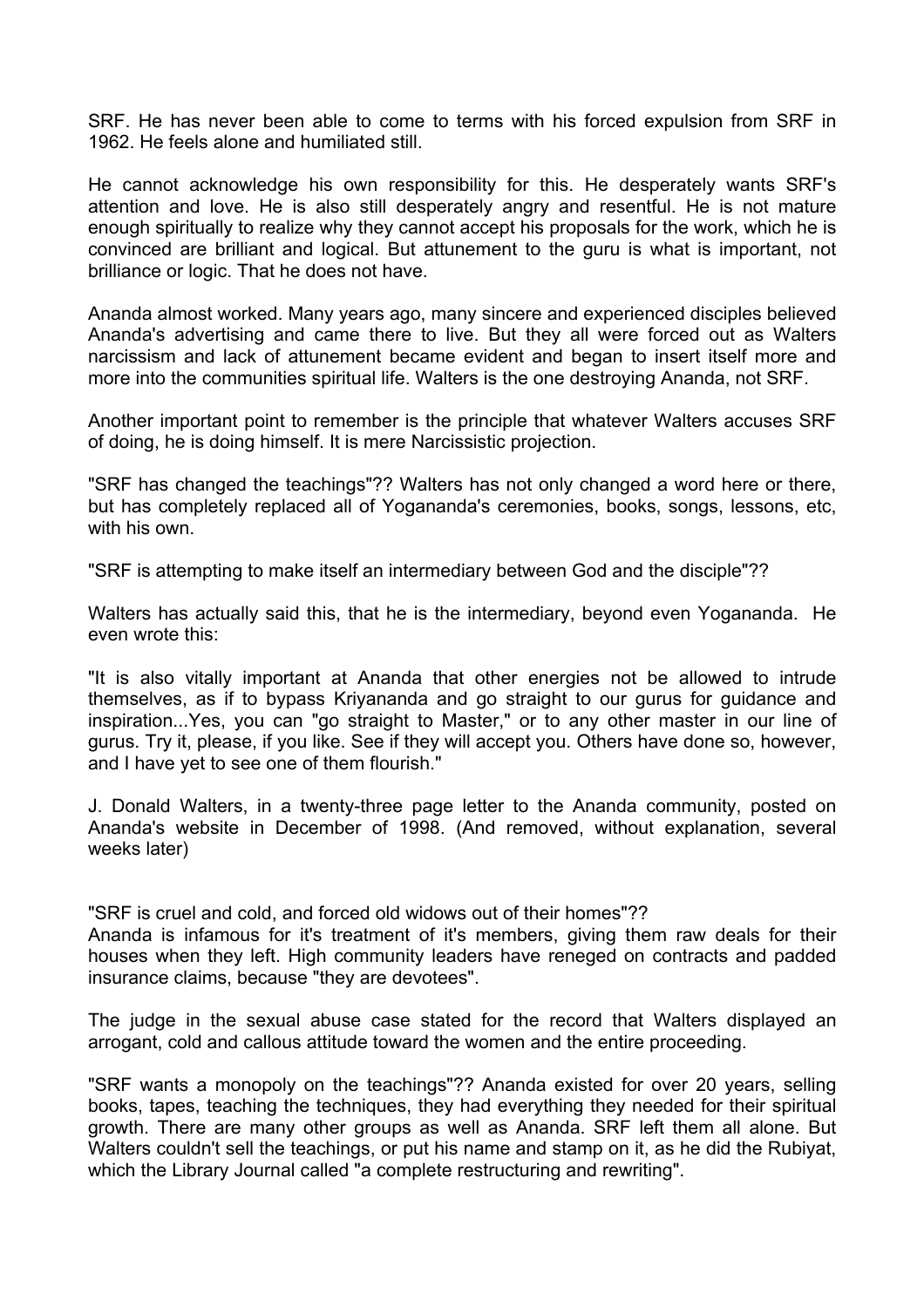SRF. He has never been able to come to terms with his forced expulsion from SRF in 1962. He feels alone and humiliated still.

He cannot acknowledge his own responsibility for this. He desperately wants SRF's attention and love. He is also still desperately angry and resentful. He is not mature enough spiritually to realize why they cannot accept his proposals for the work, which he is convinced are brilliant and logical. But attunement to the guru is what is important, not brilliance or logic. That he does not have.

Ananda almost worked. Many years ago, many sincere and experienced disciples believed Ananda's advertising and came there to live. But they all were forced out as Walters narcissism and lack of attunement became evident and began to insert itself more and more into the communities spiritual life. Walters is the one destroying Ananda, not SRF.

Another important point to remember is the principle that whatever Walters accuses SRF of doing, he is doing himself. It is mere Narcissistic projection.

"SRF has changed the teachings"?? Walters has not only changed a word here or there, but has completely replaced all of Yogananda's ceremonies, books, songs, lessons, etc, with his own.

"SRF is attempting to make itself an intermediary between God and the disciple"??

Walters has actually said this, that he is the intermediary, beyond even Yogananda. He even wrote this:

"It is also vitally important at Ananda that other energies not be allowed to intrude themselves, as if to bypass Kriyananda and go straight to our gurus for guidance and inspiration...Yes, you can "go straight to Master," or to any other master in our line of gurus. Try it, please, if you like. See if they will accept you. Others have done so, however, and I have yet to see one of them flourish."

J. Donald Walters, in a twenty-three page letter to the Ananda community, posted on Ananda's website in December of 1998. (And removed, without explanation, several weeks later)

"SRF is cruel and cold, and forced old widows out of their homes"??
Ananda is infamous for it's treatment of it's members, giving them raw deals for their houses when they left. High community leaders have reneged on contracts and padded insurance claims, because "they are devotees".

The judge in the sexual abuse case stated for the record that Walters displayed an arrogant, cold and callous attitude toward the women and the entire proceeding.

"SRF wants a monopoly on the teachings"?? Ananda existed for over 20 years, selling books, tapes, teaching the techniques, they had everything they needed for their spiritual growth. There are many other groups as well as Ananda. SRF left them all alone. But Walters couldn't sell the teachings, or put his name and stamp on it, as he did the Rubiyat, which the Library Journal called "a complete restructuring and rewriting".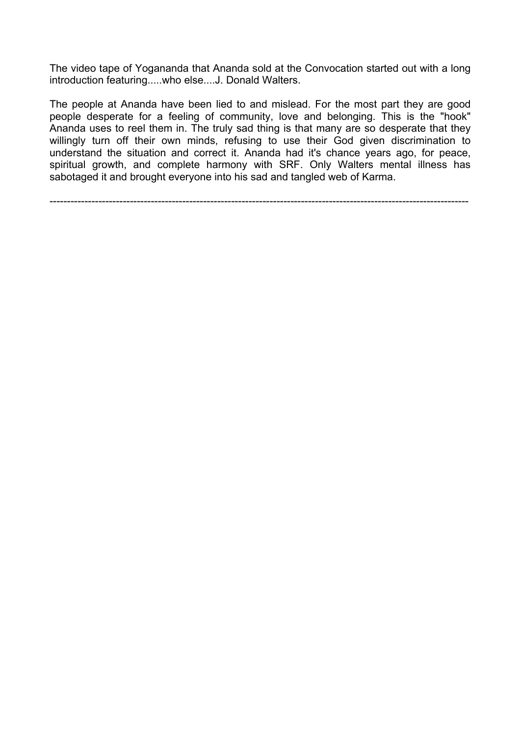The video tape of Yogananda that Ananda sold at the Convocation started out with a long introduction featuring.....who else....J. Donald Walters.

The people at Ananda have been lied to and mislead. For the most part they are good people desperate for a feeling of community, love and belonging. This is the "hook" Ananda uses to reel them in. The truly sad thing is that many are so desperate that they willingly turn off their own minds, refusing to use their God given discrimination to understand the situation and correct it. Ananda had it's chance years ago, for peace, spiritual growth, and complete harmony with SRF. Only Walters mental illness has sabotaged it and brought everyone into his sad and tangled web of Karma.

---